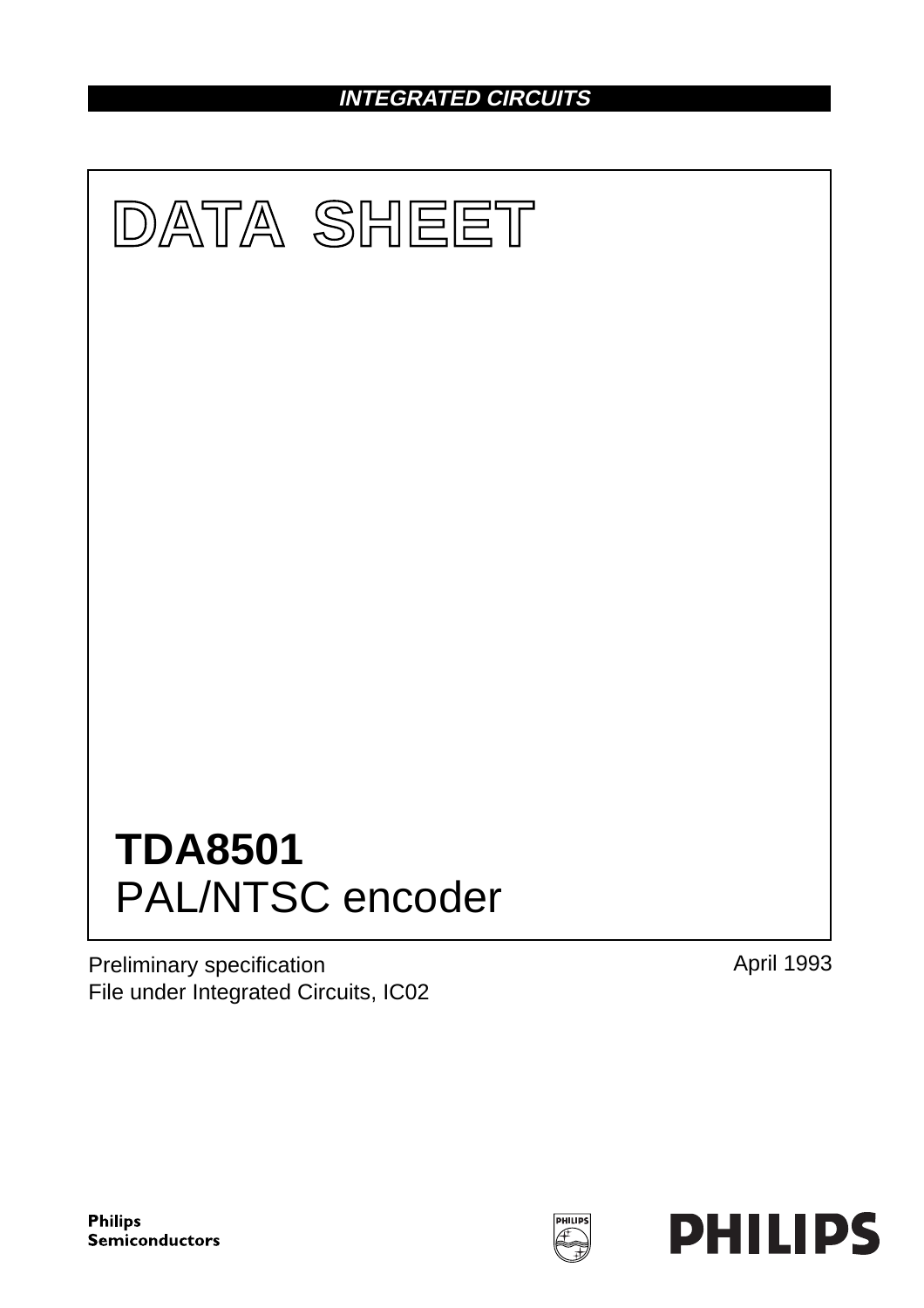**INTEGRATED CIRCUITS**

# DATA SHEET

# TDA8501
## PAL/NTSC encoder

Preliminary specification
File under Integrated Circuits, IC02

April 1993

**Philips Semiconductors**

**PHILIPS**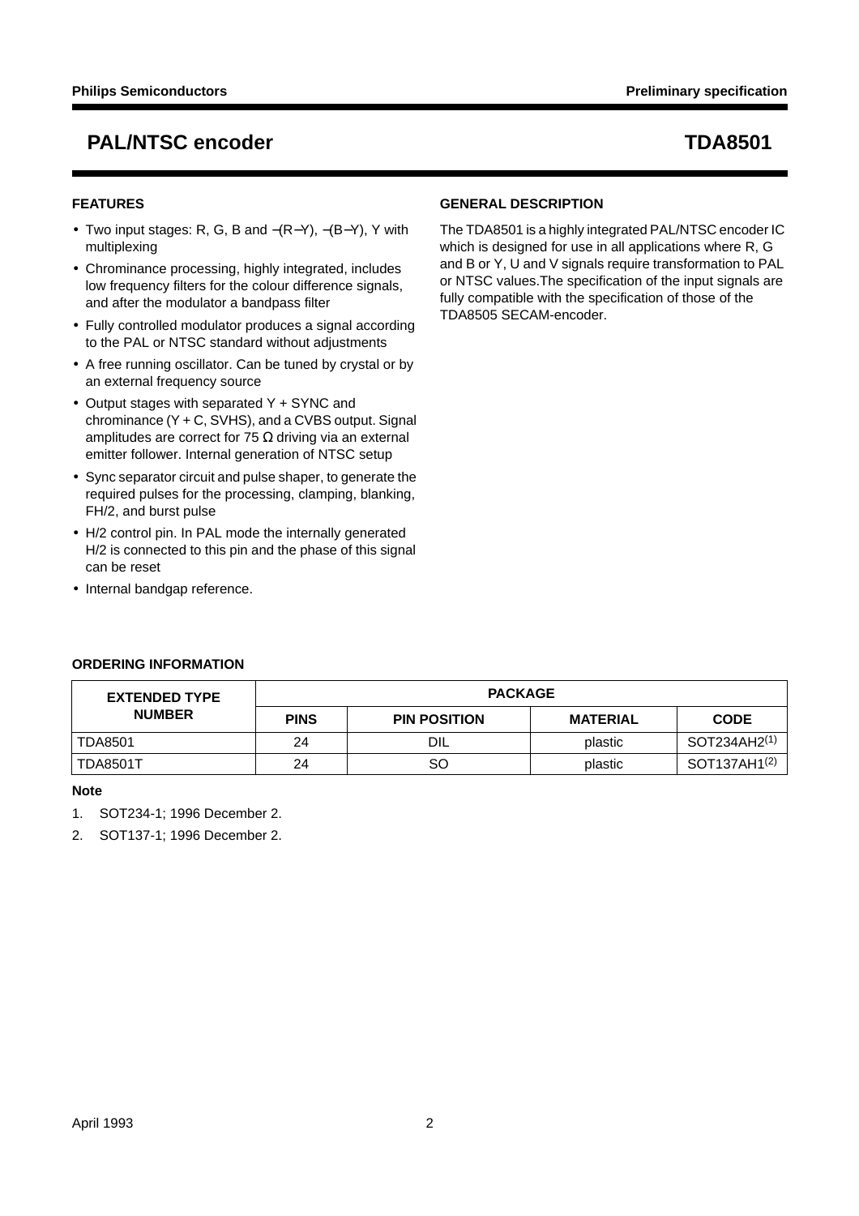# PAL/NTSC encoder — TDA8501

## FEATURES

- Two input stages: R, G, B and −(R−Y), −(B−Y), Y with multiplexing
- Chrominance processing, highly integrated, includes low frequency filters for the colour difference signals, and after the modulator a bandpass filter
- Fully controlled modulator produces a signal according to the PAL or NTSC standard without adjustments
- A free running oscillator. Can be tuned by crystal or by an external frequency source
- Output stages with separated Y + SYNC and chrominance (Y + C, SVHS), and a CVBS output. Signal amplitudes are correct for 75 Ω driving via an external emitter follower. Internal generation of NTSC setup
- Sync separator circuit and pulse shaper, to generate the required pulses for the processing, clamping, blanking, FH/2, and burst pulse
- H/2 control pin. In PAL mode the internally generated H/2 is connected to this pin and the phase of this signal can be reset
- Internal bandgap reference.

## GENERAL DESCRIPTION

The TDA8501 is a highly integrated PAL/NTSC encoder IC which is designed for use in all applications where R, G and B or Y, U and V signals require transformation to PAL or NTSC values.The specification of the input signals are fully compatible with the specification of those of the TDA8505 SECAM-encoder.

## ORDERING INFORMATION

| EXTENDED TYPE NUMBER | PACKAGE | | | |
|---|---|---|---|---|
| | PINS | PIN POSITION | MATERIAL | CODE |
| TDA8501 | 24 | DIL | plastic | SOT234AH2[1] |
| TDA8501T | 24 | SO | plastic | SOT137AH1[2] |

**Note**

1. SOT234-1; 1996 December 2.
2. SOT137-1; 1996 December 2.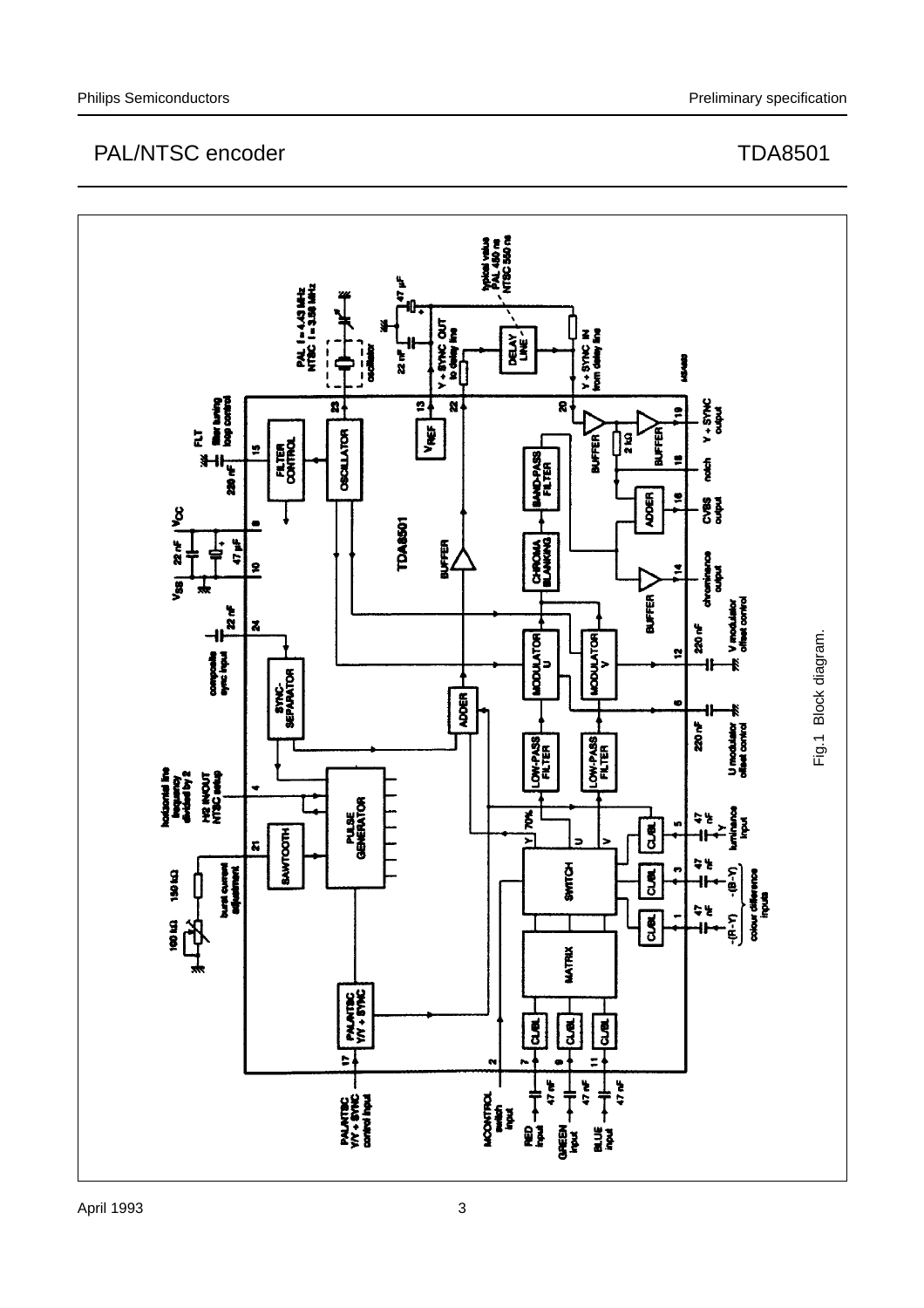Fig.1 Block diagram.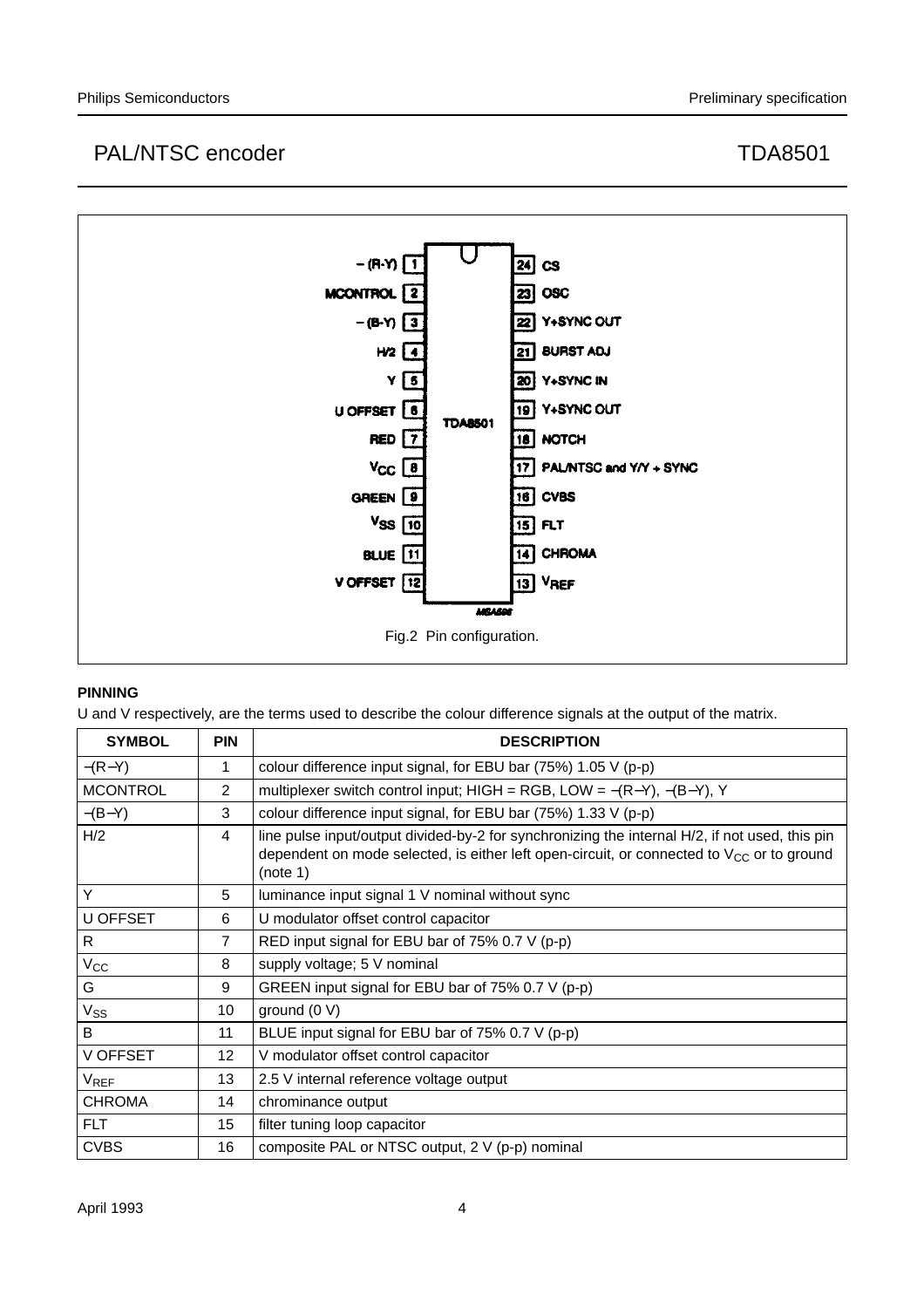Fig.2 Pin configuration.

### PINNING

U and V respectively, are the terms used to describe the colour difference signals at the output of the matrix.

| SYMBOL | PIN | DESCRIPTION |
|---|---|---|
| −(R−Y) | 1 | colour difference input signal, for EBU bar (75%) 1.05 V (p-p) |
| MCONTROL | 2 | multiplexer switch control input; HIGH = RGB, LOW = −(R−Y), −(B−Y), Y |
| −(B−Y) | 3 | colour difference input signal, for EBU bar (75%) 1.33 V (p-p) |
| H/2 | 4 | line pulse input/output divided-by-2 for synchronizing the internal H/2, if not used, this pin dependent on mode selected, is either left open-circuit, or connected to $V_{CC}$ or to ground (note 1) |
| Y | 5 | luminance input signal 1 V nominal without sync |
| U OFFSET | 6 | U modulator offset control capacitor |
| R | 7 | RED input signal for EBU bar of 75% 0.7 V (p-p) |
| $V_{CC}$ | 8 | supply voltage; 5 V nominal |
| G | 9 | GREEN input signal for EBU bar of 75% 0.7 V (p-p) |
| $V_{SS}$ | 10 | ground (0 V) |
| B | 11 | BLUE input signal for EBU bar of 75% 0.7 V (p-p) |
| V OFFSET | 12 | V modulator offset control capacitor |
| $V_{REF}$ | 13 | 2.5 V internal reference voltage output |
| CHROMA | 14 | chrominance output |
| FLT | 15 | filter tuning loop capacitor |
| CVBS | 16 | composite PAL or NTSC output, 2 V (p-p) nominal |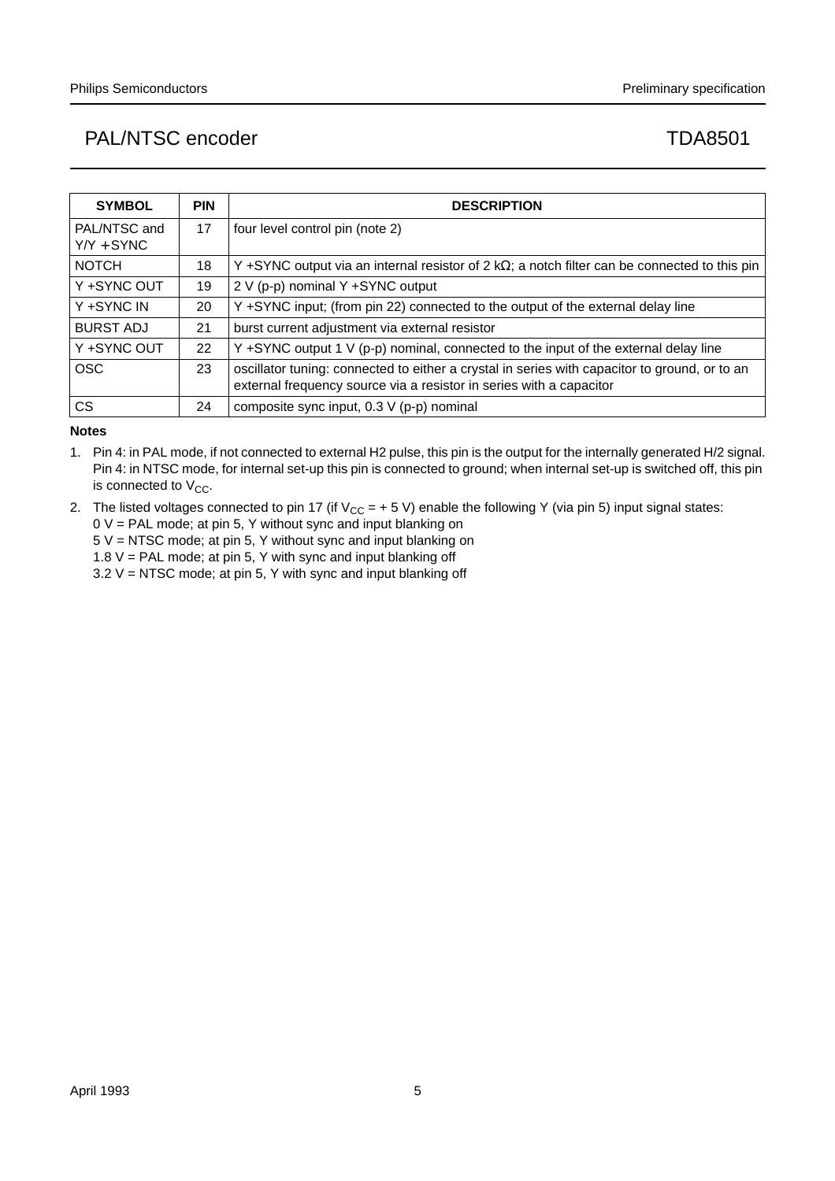| SYMBOL | PIN | DESCRIPTION |
|---|---|---|
| PAL/NTSC and Y/Y +SYNC | 17 | four level control pin (note 2) |
| NOTCH | 18 | Y +SYNC output via an internal resistor of 2 kΩ; a notch filter can be connected to this pin |
| Y +SYNC OUT | 19 | 2 V (p-p) nominal Y +SYNC output |
| Y +SYNC IN | 20 | Y +SYNC input; (from pin 22) connected to the output of the external delay line |
| BURST ADJ | 21 | burst current adjustment via external resistor |
| Y +SYNC OUT | 22 | Y +SYNC output 1 V (p-p) nominal, connected to the input of the external delay line |
| OSC | 23 | oscillator tuning: connected to either a crystal in series with capacitor to ground, or to an external frequency source via a resistor in series with a capacitor |
| CS | 24 | composite sync input, 0.3 V (p-p) nominal |

**Notes**

1. Pin 4: in PAL mode, if not connected to external H2 pulse, this pin is the output for the internally generated H/2 signal. Pin 4: in NTSC mode, for internal set-up this pin is connected to ground; when internal set-up is switched off, this pin is connected to $V_{CC}$.
2. The listed voltages connected to pin 17 (if $V_{CC}$ = + 5 V) enable the following Y (via pin 5) input signal states:
   0 V = PAL mode; at pin 5, Y without sync and input blanking on
   5 V = NTSC mode; at pin 5, Y without sync and input blanking on
   1.8 V = PAL mode; at pin 5, Y with sync and input blanking off
   3.2 V = NTSC mode; at pin 5, Y with sync and input blanking off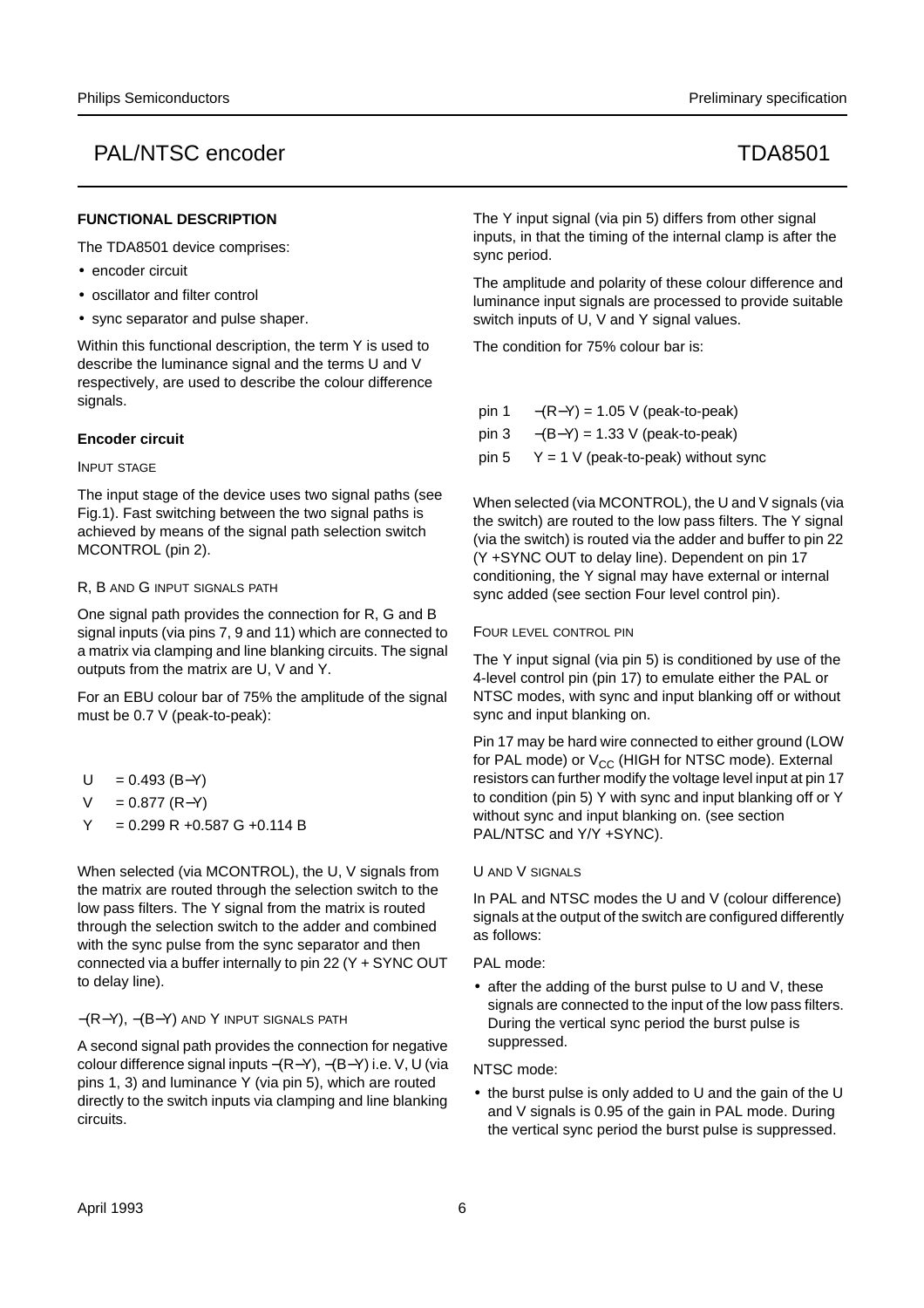## FUNCTIONAL DESCRIPTION

The TDA8501 device comprises:

- encoder circuit
- oscillator and filter control
- sync separator and pulse shaper.

Within this functional description, the term Y is used to describe the luminance signal and the terms U and V respectively, are used to describe the colour difference signals.

### Encoder circuit

INPUT STAGE

The input stage of the device uses two signal paths (see Fig.1). Fast switching between the two signal paths is achieved by means of the signal path selection switch MCONTROL (pin 2).

R, B AND G INPUT SIGNALS PATH

One signal path provides the connection for R, G and B signal inputs (via pins 7, 9 and 11) which are connected to a matrix via clamping and line blanking circuits. The signal outputs from the matrix are U, V and Y.

For an EBU colour bar of 75% the amplitude of the signal must be 0.7 V (peak-to-peak):

U = 0.493 (B−Y)

V = 0.877 (R−Y)

Y = 0.299 R +0.587 G +0.114 B

When selected (via MCONTROL), the U, V signals from the matrix are routed through the selection switch to the low pass filters. The Y signal from the matrix is routed through the selection switch to the adder and combined with the sync pulse from the sync separator and then connected via a buffer internally to pin 22 (Y + SYNC OUT to delay line).

−(R−Y), −(B−Y) AND Y INPUT SIGNALS PATH

A second signal path provides the connection for negative colour difference signal inputs −(R−Y), −(B−Y) i.e. V, U (via pins 1, 3) and luminance Y (via pin 5), which are routed directly to the switch inputs via clamping and line blanking circuits.

The Y input signal (via pin 5) differs from other signal inputs, in that the timing of the internal clamp is after the sync period.

The amplitude and polarity of these colour difference and luminance input signals are processed to provide suitable switch inputs of U, V and Y signal values.

The condition for 75% colour bar is:

pin 1 −(R−Y) = 1.05 V (peak-to-peak)

pin 3 −(B−Y) = 1.33 V (peak-to-peak)

pin 5 Y = 1 V (peak-to-peak) without sync

When selected (via MCONTROL), the U and V signals (via the switch) are routed to the low pass filters. The Y signal (via the switch) is routed via the adder and buffer to pin 22 (Y +SYNC OUT to delay line). Dependent on pin 17 conditioning, the Y signal may have external or internal sync added (see section Four level control pin).

FOUR LEVEL CONTROL PIN

The Y input signal (via pin 5) is conditioned by use of the 4-level control pin (pin 17) to emulate either the PAL or NTSC modes, with sync and input blanking off or without sync and input blanking on.

Pin 17 may be hard wire connected to either ground (LOW for PAL mode) or $V_{CC}$ (HIGH for NTSC mode). External resistors can further modify the voltage level input at pin 17 to condition (pin 5) Y with sync and input blanking off or Y without sync and input blanking on. (see section PAL/NTSC and Y/Y +SYNC).

U AND V SIGNALS

In PAL and NTSC modes the U and V (colour difference) signals at the output of the switch are configured differently as follows:

PAL mode:

- after the adding of the burst pulse to U and V, these signals are connected to the input of the low pass filters. During the vertical sync period the burst pulse is suppressed.

NTSC mode:

- the burst pulse is only added to U and the gain of the U and V signals is 0.95 of the gain in PAL mode. During the vertical sync period the burst pulse is suppressed.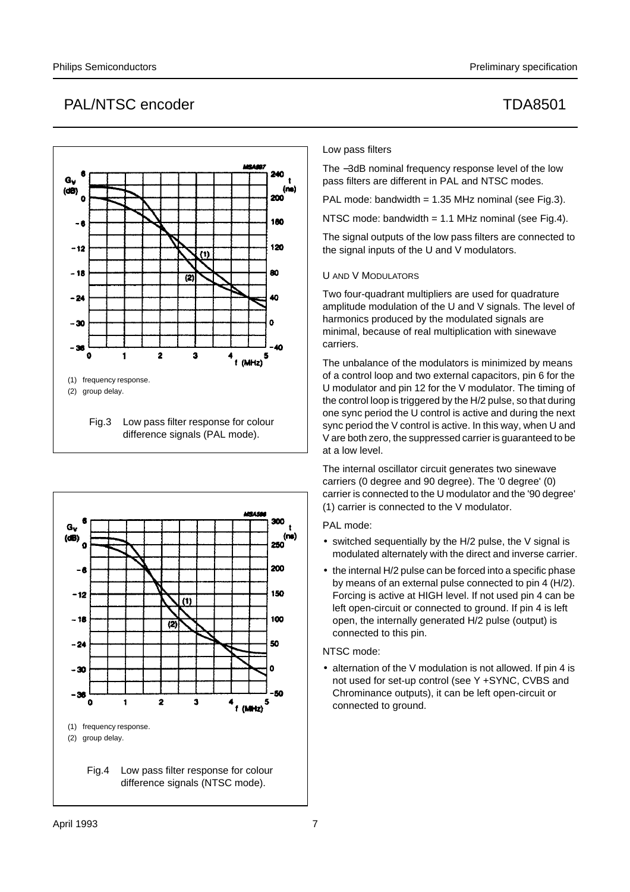(1) frequency response.

(2) group delay.

Fig.3 Low pass filter response for colour difference signals (PAL mode).

(1) frequency response.

(2) group delay.

Fig.4 Low pass filter response for colour difference signals (NTSC mode).

Low pass filters

The −3dB nominal frequency response level of the low pass filters are different in PAL and NTSC modes.

PAL mode: bandwidth = 1.35 MHz nominal (see Fig.3).

NTSC mode: bandwidth = 1.1 MHz nominal (see Fig.4).

The signal outputs of the low pass filters are connected to the signal inputs of the U and V modulators.

#### U AND V MODULATORS

Two four-quadrant multipliers are used for quadrature amplitude modulation of the U and V signals. The level of harmonics produced by the modulated signals are minimal, because of real multiplication with sinewave carriers.

The unbalance of the modulators is minimized by means of a control loop and two external capacitors, pin 6 for the U modulator and pin 12 for the V modulator. The timing of the control loop is triggered by the H/2 pulse, so that during one sync period the U control is active and during the next sync period the V control is active. In this way, when U and V are both zero, the suppressed carrier is guaranteed to be at a low level.

The internal oscillator circuit generates two sinewave carriers (0 degree and 90 degree). The '0 degree' (0) carrier is connected to the U modulator and the '90 degree' (1) carrier is connected to the V modulator.

PAL mode:

- switched sequentially by the H/2 pulse, the V signal is modulated alternately with the direct and inverse carrier.
- the internal H/2 pulse can be forced into a specific phase by means of an external pulse connected to pin 4 (H/2). Forcing is active at HIGH level. If not used pin 4 can be left open-circuit or connected to ground. If pin 4 is left open, the internally generated H/2 pulse (output) is connected to this pin.

NTSC mode:

- alternation of the V modulation is not allowed. If pin 4 is not used for set-up control (see Y +SYNC, CVBS and Chrominance outputs), it can be left open-circuit or connected to ground.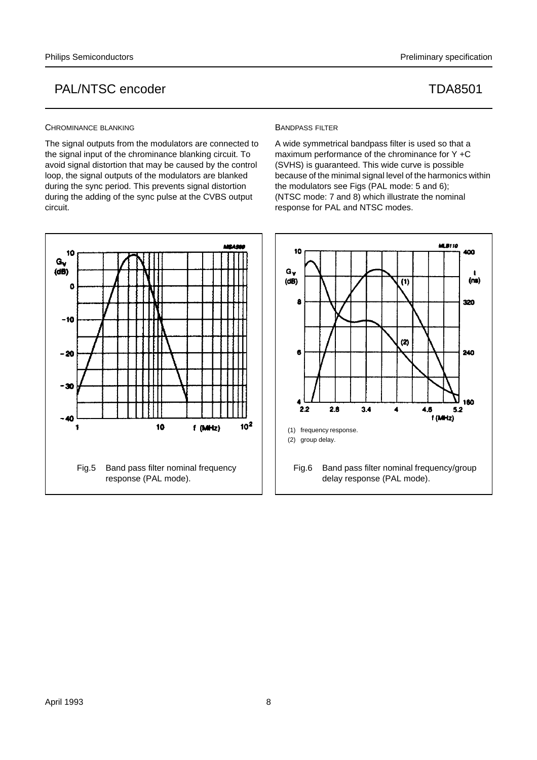### CHROMINANCE BLANKING

The signal outputs from the modulators are connected to the signal input of the chrominance blanking circuit. To avoid signal distortion that may be caused by the control loop, the signal outputs of the modulators are blanked during the sync period. This prevents signal distortion during the adding of the sync pulse at the CVBS output circuit.

### BANDPASS FILTER

A wide symmetrical bandpass filter is used so that a maximum performance of the chrominance for Y +C (SVHS) is guaranteed. This wide curve is possible because of the minimal signal level of the harmonics within the modulators see Figs (PAL mode: 5 and 6); (NTSC mode: 7 and 8) which illustrate the nominal response for PAL and NTSC modes.

Fig.5 Band pass filter nominal frequency response (PAL mode).

(1) frequency response.
(2) group delay.

Fig.6 Band pass filter nominal frequency/group delay response (PAL mode).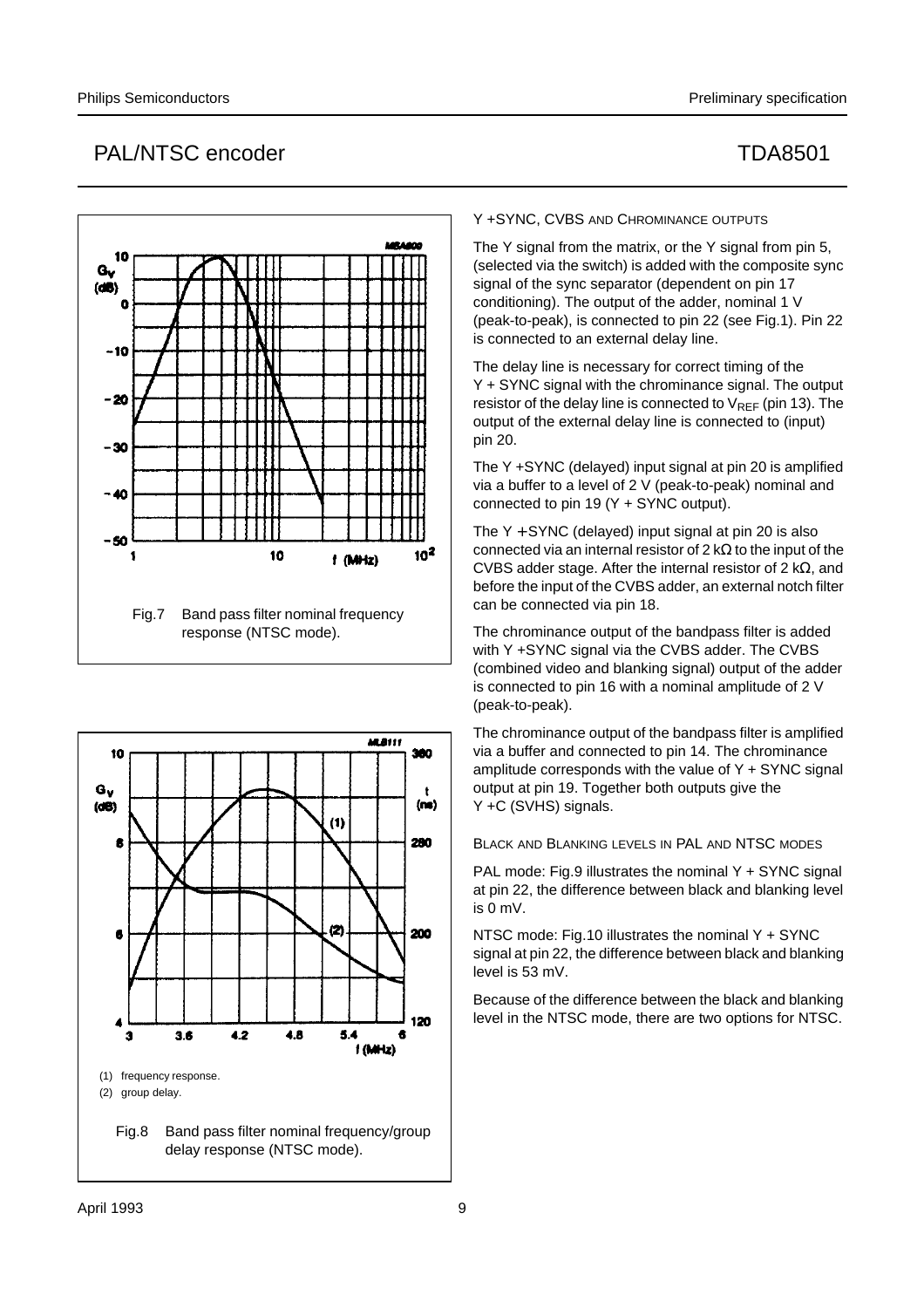Fig.7 Band pass filter nominal frequency response (NTSC mode).

(1) frequency response.

(2) group delay.

Fig.8 Band pass filter nominal frequency/group delay response (NTSC mode).

### Y +SYNC, CVBS AND CHROMINANCE OUTPUTS

The Y signal from the matrix, or the Y signal from pin 5, (selected via the switch) is added with the composite sync signal of the sync separator (dependent on pin 17 conditioning). The output of the adder, nominal 1 V (peak-to-peak), is connected to pin 22 (see Fig.1). Pin 22 is connected to an external delay line.

The delay line is necessary for correct timing of the Y + SYNC signal with the chrominance signal. The output resistor of the delay line is connected to $V_{REF}$ (pin 13). The output of the external delay line is connected to (input) pin 20.

The Y +SYNC (delayed) input signal at pin 20 is amplified via a buffer to a level of 2 V (peak-to-peak) nominal and connected to pin 19 (Y + SYNC output).

The Y +SYNC (delayed) input signal at pin 20 is also connected via an internal resistor of 2 kΩ to the input of the CVBS adder stage. After the internal resistor of 2 kΩ, and before the input of the CVBS adder, an external notch filter can be connected via pin 18.

The chrominance output of the bandpass filter is added with Y +SYNC signal via the CVBS adder. The CVBS (combined video and blanking signal) output of the adder is connected to pin 16 with a nominal amplitude of 2 V (peak-to-peak).

The chrominance output of the bandpass filter is amplified via a buffer and connected to pin 14. The chrominance amplitude corresponds with the value of Y + SYNC signal output at pin 19. Together both outputs give the Y +C (SVHS) signals.

### BLACK AND BLANKING LEVELS IN PAL AND NTSC MODES

PAL mode: Fig.9 illustrates the nominal Y + SYNC signal at pin 22, the difference between black and blanking level is 0 mV.

NTSC mode: Fig.10 illustrates the nominal Y + SYNC signal at pin 22, the difference between black and blanking level is 53 mV.

Because of the difference between the black and blanking level in the NTSC mode, there are two options for NTSC.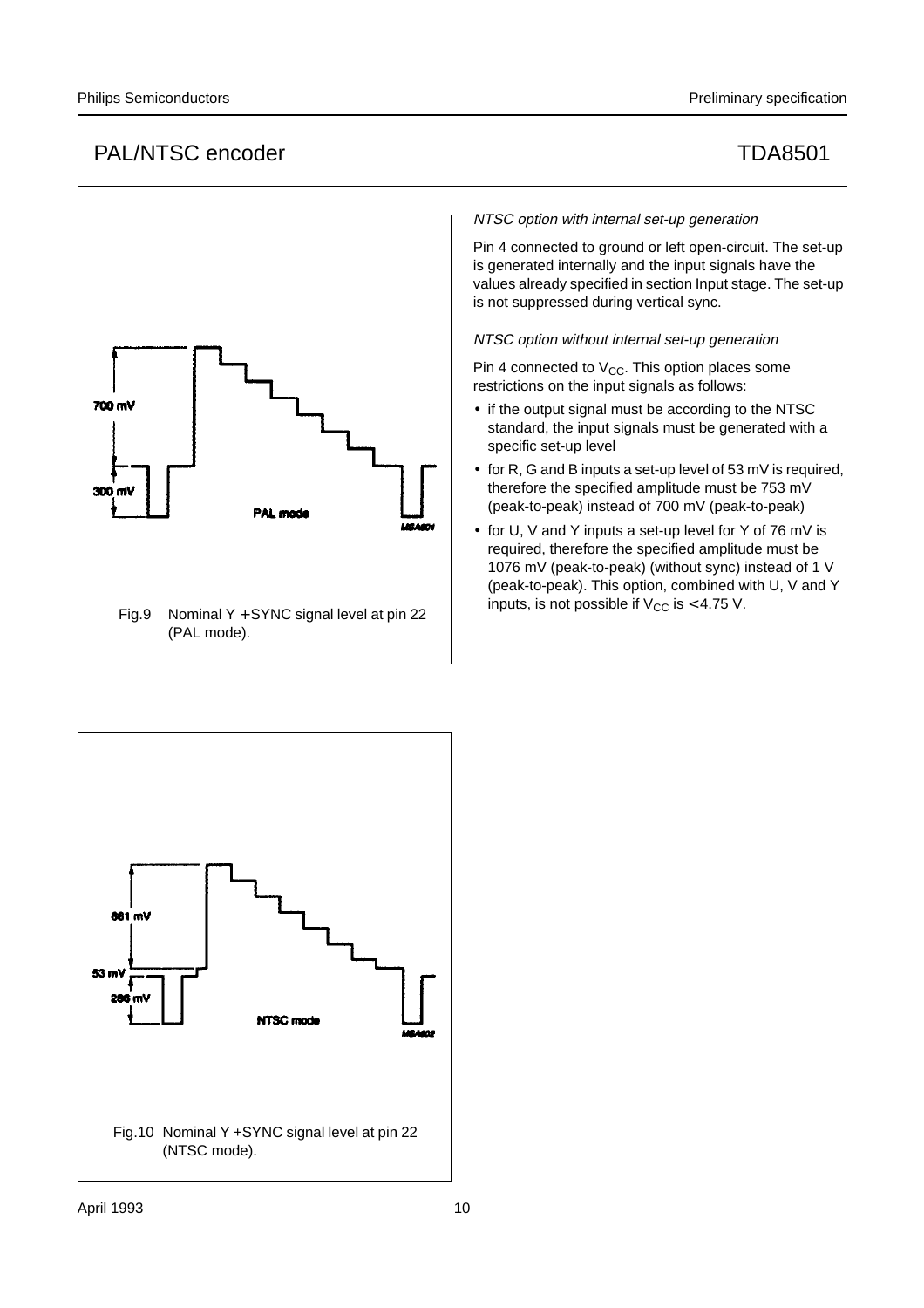Fig.9 Nominal Y + SYNC signal level at pin 22 (PAL mode).

Fig.10 Nominal Y +SYNC signal level at pin 22 (NTSC mode).

*NTSC option with internal set-up generation*

Pin 4 connected to ground or left open-circuit. The set-up is generated internally and the input signals have the values already specified in section Input stage. The set-up is not suppressed during vertical sync.

*NTSC option without internal set-up generation*

Pin 4 connected to $V_{CC}$. This option places some restrictions on the input signals as follows:

- if the output signal must be according to the NTSC standard, the input signals must be generated with a specific set-up level
- for R, G and B inputs a set-up level of 53 mV is required, therefore the specified amplitude must be 753 mV (peak-to-peak) instead of 700 mV (peak-to-peak)
- for U, V and Y inputs a set-up level for Y of 76 mV is required, therefore the specified amplitude must be 1076 mV (peak-to-peak) (without sync) instead of 1 V (peak-to-peak). This option, combined with U, V and Y inputs, is not possible if $V_{CC}$ is < 4.75 V.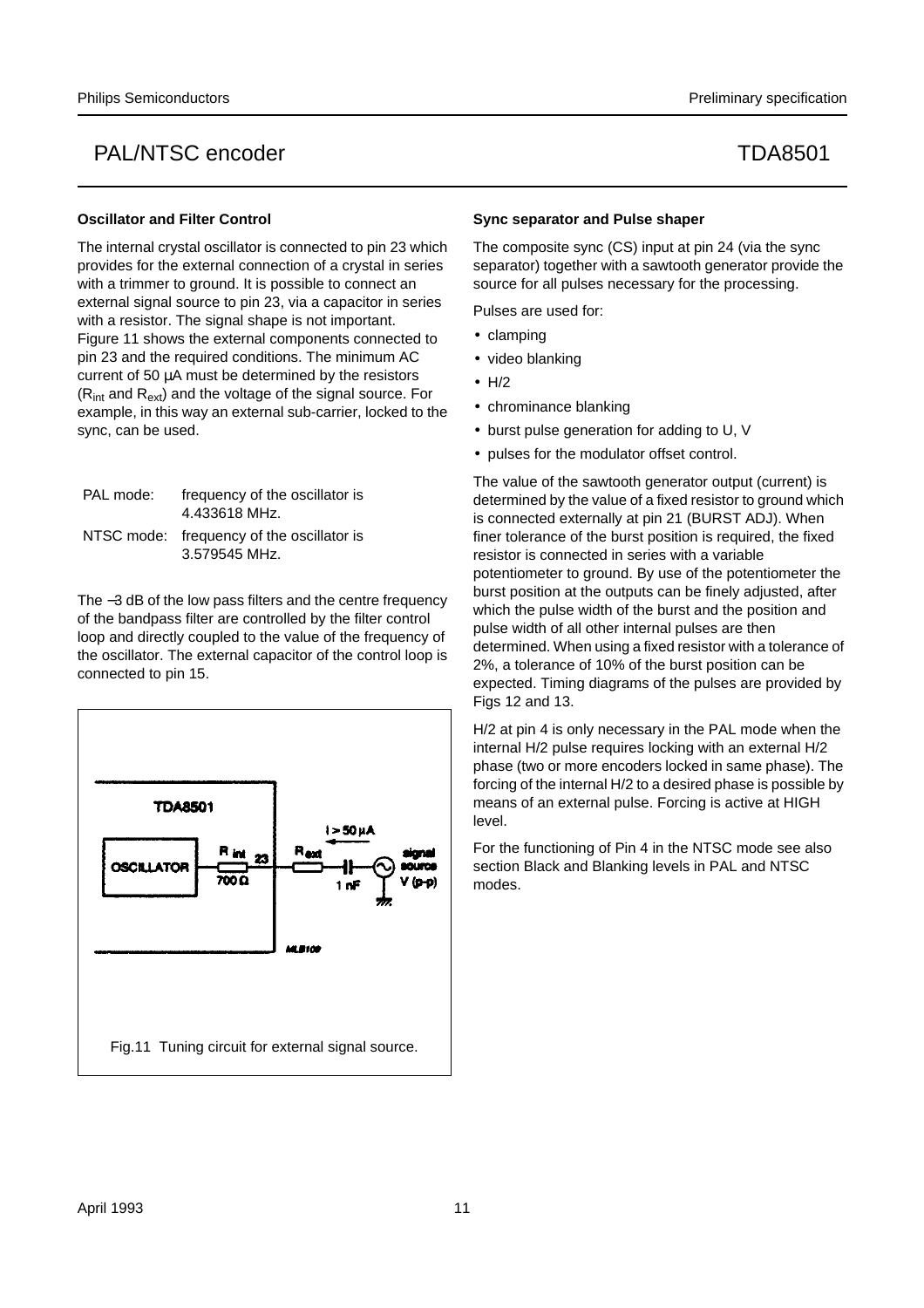### Oscillator and Filter Control

The internal crystal oscillator is connected to pin 23 which provides for the external connection of a crystal in series with a trimmer to ground. It is possible to connect an external signal source to pin 23, via a capacitor in series with a resistor. The signal shape is not important. Figure 11 shows the external components connected to pin 23 and the required conditions. The minimum AC current of 50 µA must be determined by the resistors ($R_{int}$ and $R_{ext}$) and the voltage of the signal source. For example, in this way an external sub-carrier, locked to the sync, can be used.

| | |
|---|---|
| PAL mode: | frequency of the oscillator is 4.433618 MHz. |
| NTSC mode: | frequency of the oscillator is 3.579545 MHz. |

The −3 dB of the low pass filters and the centre frequency of the bandpass filter are controlled by the filter control loop and directly coupled to the value of the frequency of the oscillator. The external capacitor of the control loop is connected to pin 15.

Fig.11 Tuning circuit for external signal source.

### Sync separator and Pulse shaper

The composite sync (CS) input at pin 24 (via the sync separator) together with a sawtooth generator provide the source for all pulses necessary for the processing.

Pulses are used for:

- clamping
- video blanking
- H/2
- chrominance blanking
- burst pulse generation for adding to U, V
- pulses for the modulator offset control.

The value of the sawtooth generator output (current) is determined by the value of a fixed resistor to ground which is connected externally at pin 21 (BURST ADJ). When finer tolerance of the burst position is required, the fixed resistor is connected in series with a variable potentiometer to ground. By use of the potentiometer the burst position at the outputs can be finely adjusted, after which the pulse width of the burst and the position and pulse width of all other internal pulses are then determined. When using a fixed resistor with a tolerance of 2%, a tolerance of 10% of the burst position can be expected. Timing diagrams of the pulses are provided by Figs 12 and 13.

H/2 at pin 4 is only necessary in the PAL mode when the internal H/2 pulse requires locking with an external H/2 phase (two or more encoders locked in same phase). The forcing of the internal H/2 to a desired phase is possible by means of an external pulse. Forcing is active at HIGH level.

For the functioning of Pin 4 in the NTSC mode see also section Black and Blanking levels in PAL and NTSC modes.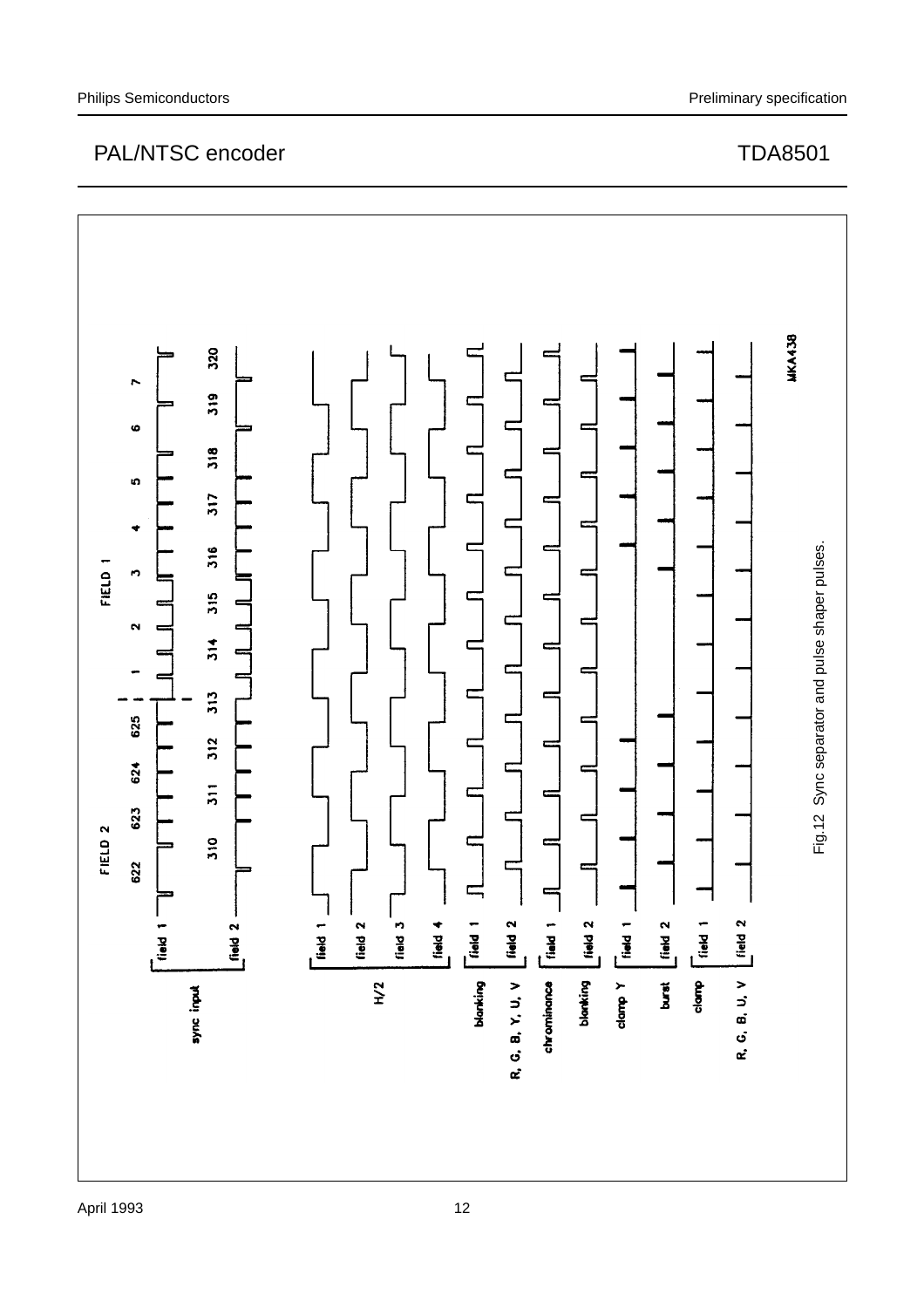Fig.12 Sync separator and pulse shaper pulses.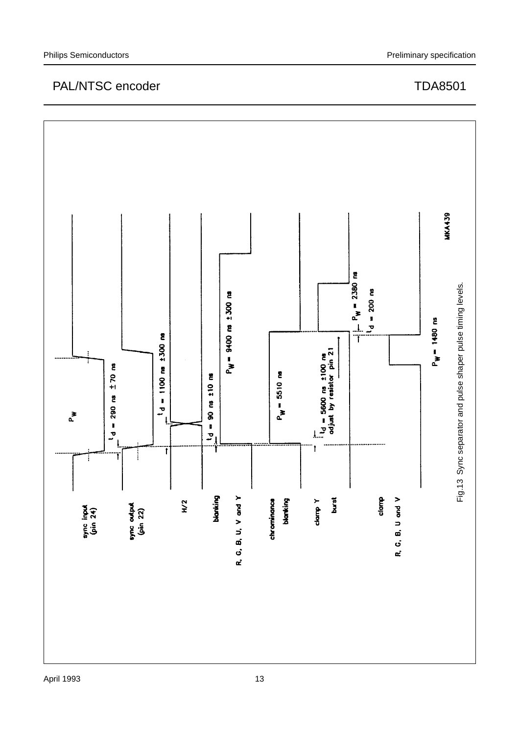sync input (pin 24)

sync output (pin 22)

H/2

blanking

R, G, B, U, V and Y

chrominance blanking

clamp Y

burst

clamp

R, G, B, U and V

$P_W$

$t_d$ = 290 ns ± 70 ns

$t_d$ = 1100 ns ±300 ns

$t_d$ = 90 ns ±10 ns

$P_W$ = 9400 ns ± 300 ns

$P_W$ = 5510 ns

$t_d$ = 5600 ns ±100 ns
adjust by resistor pin 21

$P_W$ = 2380 ns

$t_d$ = 200 ns

$P_W$ = 1480 ns

MKA439

Fig.13 Sync separator and pulse shaper pulse timing levels.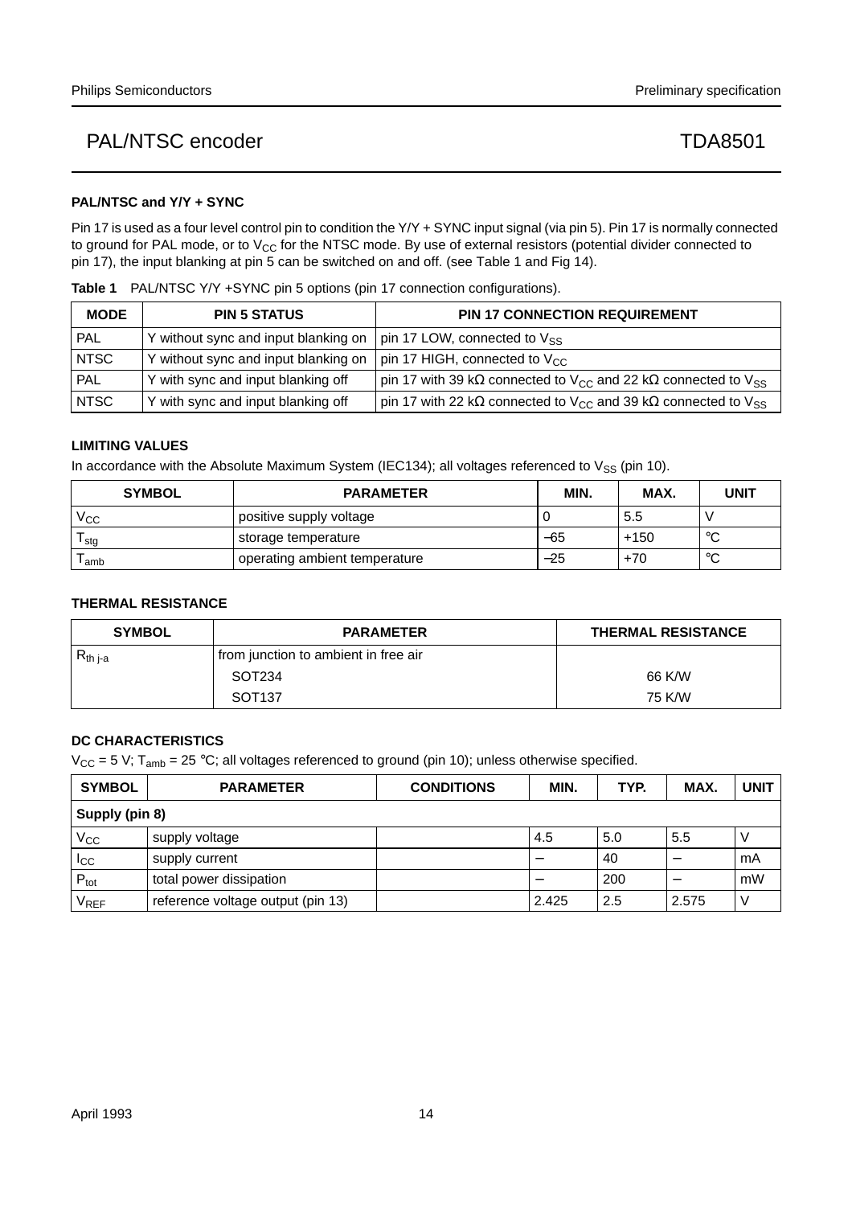### PAL/NTSC and Y/Y + SYNC

Pin 17 is used as a four level control pin to condition the Y/Y + SYNC input signal (via pin 5). Pin 17 is normally connected to ground for PAL mode, or to $V_{CC}$ for the NTSC mode. By use of external resistors (potential divider connected to pin 17), the input blanking at pin 5 can be switched on and off. (see Table 1 and Fig 14).

**Table 1** PAL/NTSC Y/Y +SYNC pin 5 options (pin 17 connection configurations).

| MODE | PIN 5 STATUS | PIN 17 CONNECTION REQUIREMENT |
|---|---|---|
| PAL | Y without sync and input blanking on | pin 17 LOW, connected to $V_{SS}$ |
| NTSC | Y without sync and input blanking on | pin 17 HIGH, connected to $V_{CC}$ |
| PAL | Y with sync and input blanking off | pin 17 with 39 kΩ connected to $V_{CC}$ and 22 kΩ connected to $V_{SS}$ |
| NTSC | Y with sync and input blanking off | pin 17 with 22 kΩ connected to $V_{CC}$ and 39 kΩ connected to $V_{SS}$ |

## LIMITING VALUES

In accordance with the Absolute Maximum System (IEC134); all voltages referenced to $V_{SS}$ (pin 10).

| SYMBOL | PARAMETER | MIN. | MAX. | UNIT |
|---|---|---|---|---|
| $V_{CC}$ | positive supply voltage | 0 | 5.5 | V |
| $T_{stg}$ | storage temperature | −65 | +150 | °C |
| $T_{amb}$ | operating ambient temperature | −25 | +70 | °C |

## THERMAL RESISTANCE

| SYMBOL | PARAMETER | THERMAL RESISTANCE |
|---|---|---|
| $R_{th\ j\text{-}a}$ | from junction to ambient in free air | |
| | SOT234 | 66 K/W |
| | SOT137 | 75 K/W |

## DC CHARACTERISTICS

$V_{CC}$ = 5 V; $T_{amb}$ = 25 °C; all voltages referenced to ground (pin 10); unless otherwise specified.

| SYMBOL | PARAMETER | CONDITIONS | MIN. | TYP. | MAX. | UNIT |
|---|---|---|---|---|---|---|
| **Supply (pin 8)** | | | | | | |
| $V_{CC}$ | supply voltage | | 4.5 | 5.0 | 5.5 | V |
| $I_{CC}$ | supply current | | − | 40 | − | mA |
| $P_{tot}$ | total power dissipation | | − | 200 | − | mW |
| $V_{REF}$ | reference voltage output (pin 13) | | 2.425 | 2.5 | 2.575 | V |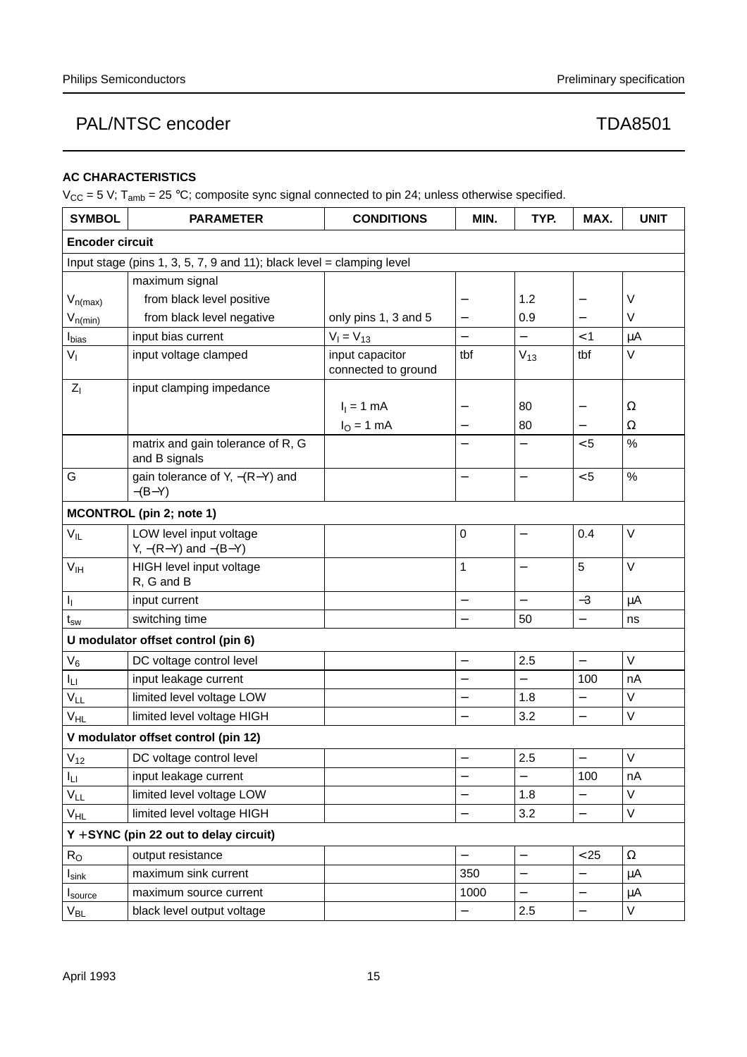## AC CHARACTERISTICS

$V_{CC}$ = 5 V; $T_{amb}$ = 25 °C; composite sync signal connected to pin 24; unless otherwise specified.

| SYMBOL | PARAMETER | CONDITIONS | MIN. | TYP. | MAX. | UNIT |
|---|---|---|---|---|---|---|
| **Encoder circuit** | | | | | | |
| Input stage (pins 1, 3, 5, 7, 9 and 11); black level = clamping level | | | | | | |
| | maximum signal | | | | | |
| $V_{n(max)}$ | from black level positive | | − | 1.2 | − | V |
| $V_{n(min)}$ | from black level negative | only pins 1, 3 and 5 | − | 0.9 | − | V |
| $I_{bias}$ | input bias current | $V_I = V_{13}$ | − | − | <1 | μA |
| $V_I$ | input voltage clamped | input capacitor connected to ground | tbf | $V_{13}$ | tbf | V |
| $Z_I$ | input clamping impedance | | | | | |
| | | $I_I$ = 1 mA | − | 80 | − | Ω |
| | | $I_O$ = 1 mA | − | 80 | − | Ω |
| | matrix and gain tolerance of R, G and B signals | | − | − | <5 | % |
| G | gain tolerance of Y, −(R−Y) and −(B−Y) | | − | − | <5 | % |
| **MCONTROL (pin 2; note 1)** | | | | | | |
| $V_{IL}$ | LOW level input voltage Y, −(R−Y) and −(B−Y) | | 0 | − | 0.4 | V |
| $V_{IH}$ | HIGH level input voltage R, G and B | | 1 | − | 5 | V |
| $I_I$ | input current | | − | − | −3 | μA |
| $t_{sw}$ | switching time | | − | 50 | − | ns |
| **U modulator offset control (pin 6)** | | | | | | |
| $V_6$ | DC voltage control level | | − | 2.5 | − | V |
| $I_{LI}$ | input leakage current | | − | − | 100 | nA |
| $V_{LL}$ | limited level voltage LOW | | − | 1.8 | − | V |
| $V_{HL}$ | limited level voltage HIGH | | − | 3.2 | − | V |
| **V modulator offset control (pin 12)** | | | | | | |
| $V_{12}$ | DC voltage control level | | − | 2.5 | − | V |
| $I_{LI}$ | input leakage current | | − | − | 100 | nA |
| $V_{LL}$ | limited level voltage LOW | | − | 1.8 | − | V |
| $V_{HL}$ | limited level voltage HIGH | | − | 3.2 | − | V |
| **Y +SYNC (pin 22 out to delay circuit)** | | | | | | |
| $R_O$ | output resistance | | − | − | <25 | Ω |
| $I_{sink}$ | maximum sink current | | 350 | − | − | μA |
| $I_{source}$ | maximum source current | | 1000 | − | − | μA |
| $V_{BL}$ | black level output voltage | | − | 2.5 | − | V |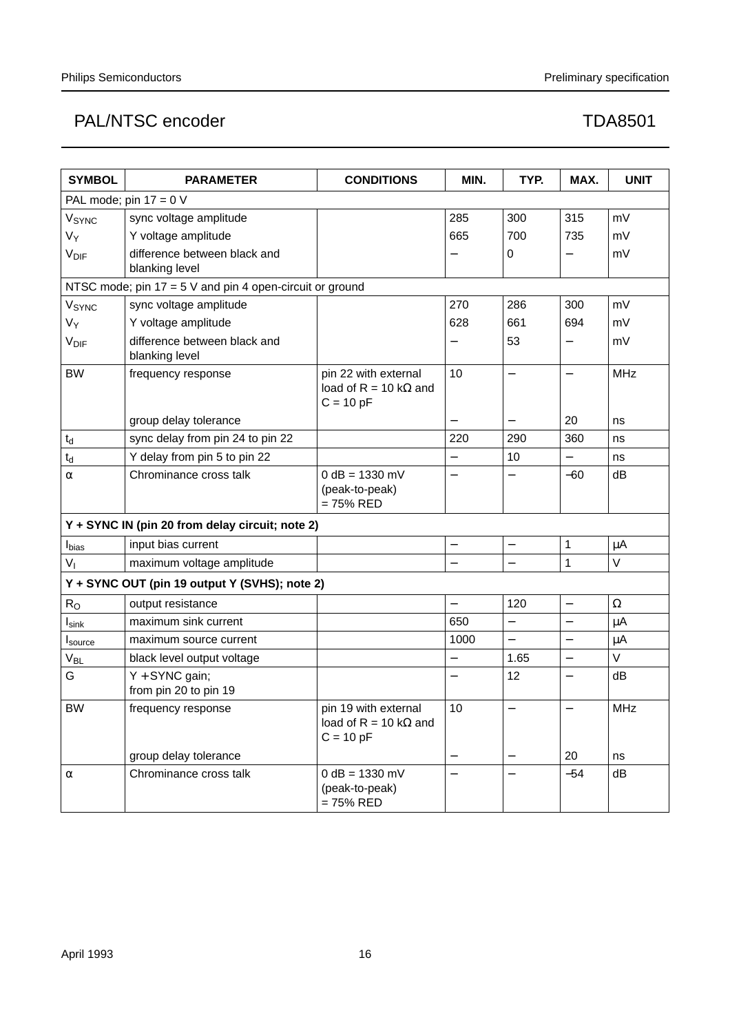| SYMBOL | PARAMETER | CONDITIONS | MIN. | TYP. | MAX. | UNIT |
|---|---|---|---|---|---|---|
| PAL mode; pin 17 = 0 V | | | | | | |
| $V_{SYNC}$ | sync voltage amplitude | | 285 | 300 | 315 | mV |
| $V_Y$ | Y voltage amplitude | | 665 | 700 | 735 | mV |
| $V_{DIF}$ | difference between black and blanking level | | − | 0 | − | mV |
| NTSC mode; pin 17 = 5 V and pin 4 open-circuit or ground | | | | | | |
| $V_{SYNC}$ | sync voltage amplitude | | 270 | 286 | 300 | mV |
| $V_Y$ | Y voltage amplitude | | 628 | 661 | 694 | mV |
| $V_{DIF}$ | difference between black and blanking level | | − | 53 | − | mV |
| BW | frequency response | pin 22 with external load of R = 10 kΩ and C = 10 pF | 10 | − | − | MHz |
| | group delay tolerance | | − | − | 20 | ns |
| $t_d$ | sync delay from pin 24 to pin 22 | | 220 | 290 | 360 | ns |
| $t_d$ | Y delay from pin 5 to pin 22 | | − | 10 | − | ns |
| α | Chrominance cross talk | 0 dB = 1330 mV (peak-to-peak) = 75% RED | − | − | −60 | dB |
| **Y + SYNC IN (pin 20 from delay circuit; note 2)** | | | | | | |
| $I_{bias}$ | input bias current | | − | − | 1 | μA |
| $V_I$ | maximum voltage amplitude | | − | − | 1 | V |
| **Y + SYNC OUT (pin 19 output Y (SVHS); note 2)** | | | | | | |
| $R_O$ | output resistance | | − | 120 | − | Ω |
| $I_{sink}$ | maximum sink current | | 650 | − | − | μA |
| $I_{source}$ | maximum source current | | 1000 | − | − | μA |
| $V_{BL}$ | black level output voltage | | − | 1.65 | − | V |
| G | Y + SYNC gain; from pin 20 to pin 19 | | − | 12 | − | dB |
| BW | frequency response | pin 19 with external load of R = 10 kΩ and C = 10 pF | 10 | − | − | MHz |
| | group delay tolerance | | − | − | 20 | ns |
| α | Chrominance cross talk | 0 dB = 1330 mV (peak-to-peak) = 75% RED | − | − | −54 | dB |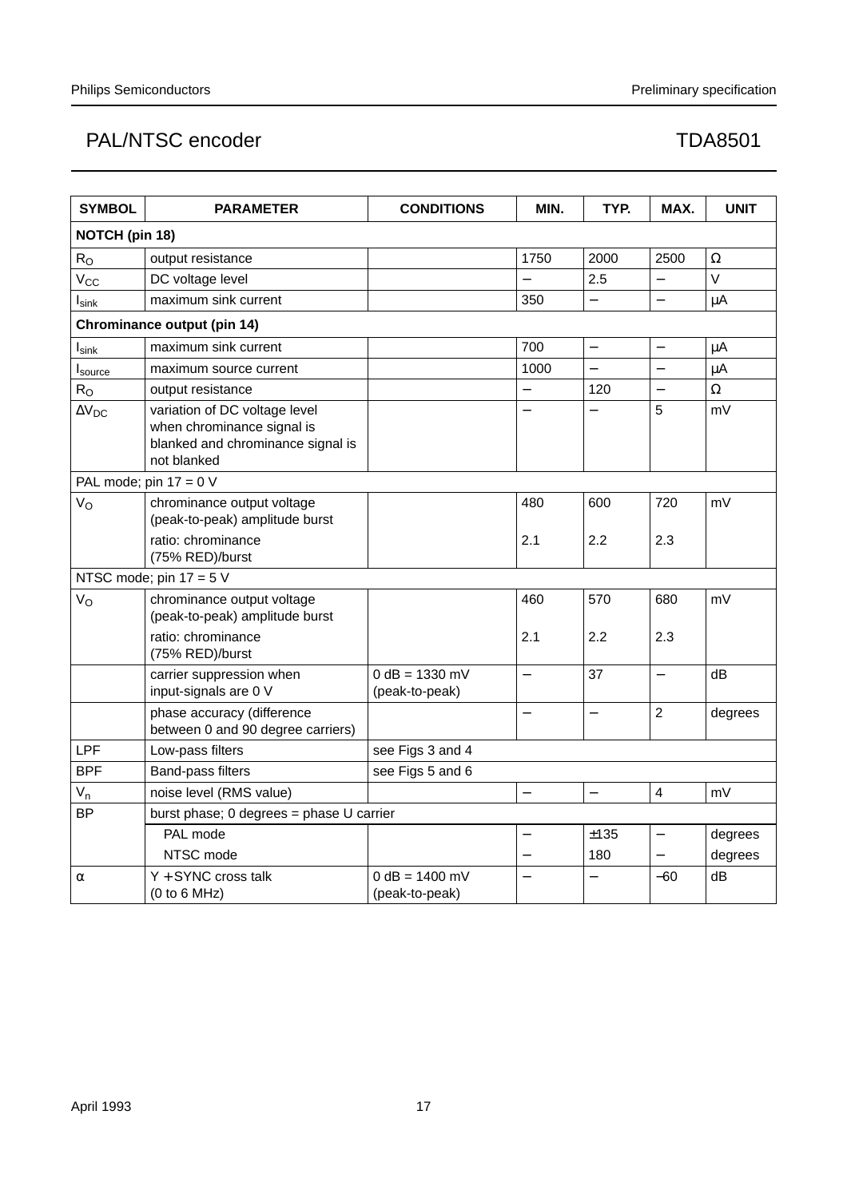## PAL/NTSC encoder — TDA8501

| SYMBOL | PARAMETER | CONDITIONS | MIN. | TYP. | MAX. | UNIT |
|---|---|---|---|---|---|---|
| **NOTCH (pin 18)** | | | | | | |
| $R_O$ | output resistance | | 1750 | 2000 | 2500 | Ω |
| $V_{CC}$ | DC voltage level | | – | 2.5 | – | V |
| $I_{sink}$ | maximum sink current | | 350 | – | – | μA |
| **Chrominance output (pin 14)** | | | | | | |
| $I_{sink}$ | maximum sink current | | 700 | – | – | μA |
| $I_{source}$ | maximum source current | | 1000 | – | – | μA |
| $R_O$ | output resistance | | – | 120 | – | Ω |
| $\Delta V_{DC}$ | variation of DC voltage level when chrominance signal is blanked and chrominance signal is not blanked | | – | – | 5 | mV |
| PAL mode; pin 17 = 0 V | | | | | | |
| $V_O$ | chrominance output voltage (peak-to-peak) amplitude burst | | 480 | 600 | 720 | mV |
| | ratio: chrominance (75% RED)/burst | | 2.1 | 2.2 | 2.3 | |
| NTSC mode; pin 17 = 5 V | | | | | | |
| $V_O$ | chrominance output voltage (peak-to-peak) amplitude burst | | 460 | 570 | 680 | mV |
| | ratio: chrominance (75% RED)/burst | | 2.1 | 2.2 | 2.3 | |
| | carrier suppression when input-signals are 0 V | 0 dB = 1330 mV (peak-to-peak) | – | 37 | – | dB |
| | phase accuracy (difference between 0 and 90 degree carriers) | | – | – | 2 | degrees |
| LPF | Low-pass filters | see Figs 3 and 4 | | | | |
| BPF | Band-pass filters | see Figs 5 and 6 | | | | |
| $V_n$ | noise level (RMS value) | | – | – | 4 | mV |
| BP | burst phase; 0 degrees = phase U carrier | | | | | |
| | PAL mode | | – | ±135 | – | degrees |
| | NTSC mode | | – | 180 | – | degrees |
| α | Y + SYNC cross talk (0 to 6 MHz) | 0 dB = 1400 mV (peak-to-peak) | – | – | −60 | dB |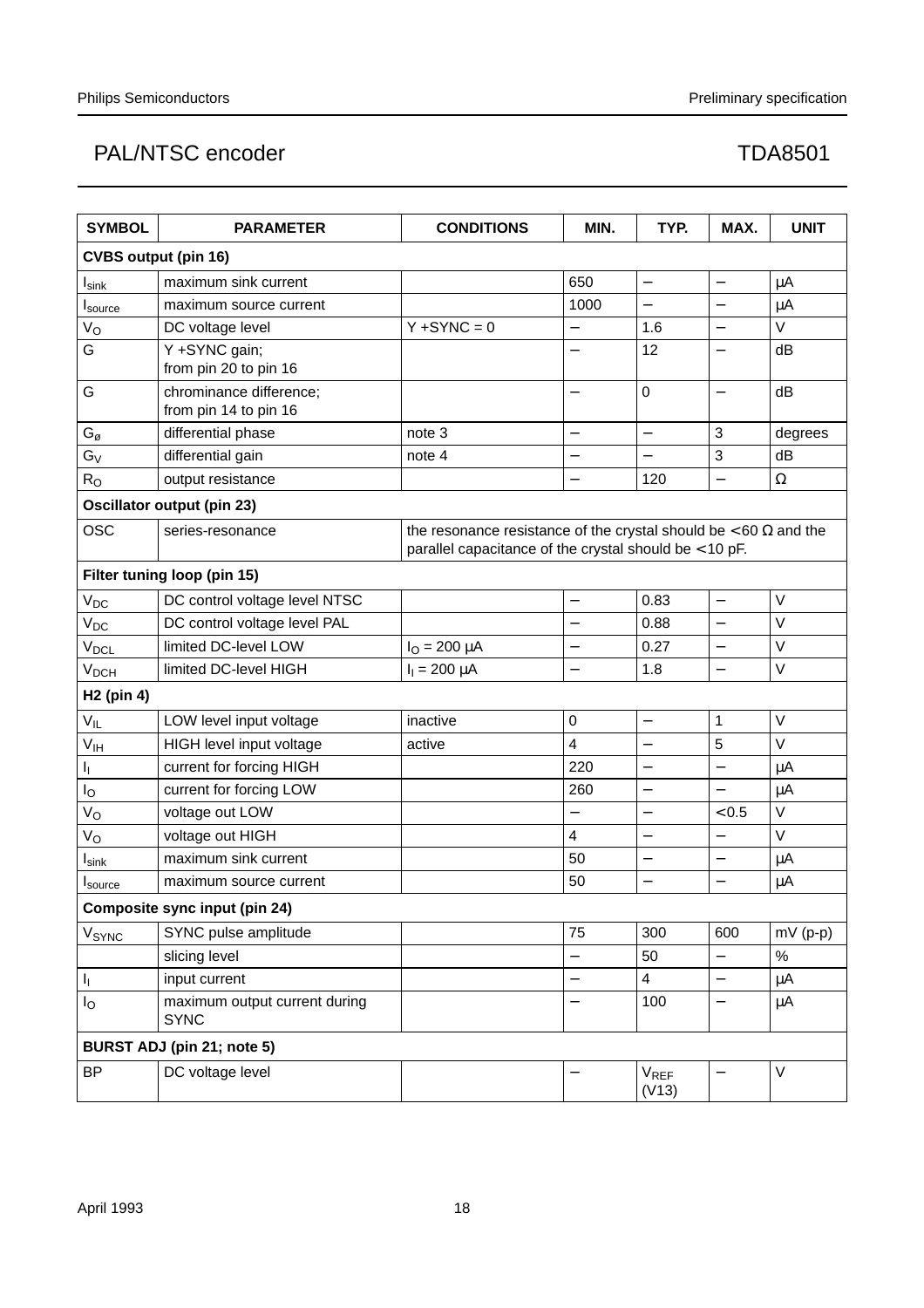| SYMBOL | PARAMETER | CONDITIONS | MIN. | TYP. | MAX. | UNIT |
|---|---|---|---|---|---|---|
| **CVBS output (pin 16)** | | | | | | |
| $I_{sink}$ | maximum sink current | | 650 | − | − | μA |
| $I_{source}$ | maximum source current | | 1000 | − | − | μA |
| $V_O$ | DC voltage level | Y +SYNC = 0 | − | 1.6 | − | V |
| G | Y +SYNC gain; from pin 20 to pin 16 | | − | 12 | − | dB |
| G | chrominance difference; from pin 14 to pin 16 | | − | 0 | − | dB |
| $G_ø$ | differential phase | note 3 | − | − | 3 | degrees |
| $G_V$ | differential gain | note 4 | − | − | 3 | dB |
| $R_O$ | output resistance | | − | 120 | − | Ω |
| **Oscillator output (pin 23)** | | | | | | |
| OSC | series-resonance | the resonance resistance of the crystal should be <60 Ω and the parallel capacitance of the crystal should be <10 pF. | | | | |
| **Filter tuning loop (pin 15)** | | | | | | |
| $V_{DC}$ | DC control voltage level NTSC | | − | 0.83 | − | V |
| $V_{DC}$ | DC control voltage level PAL | | − | 0.88 | − | V |
| $V_{DCL}$ | limited DC-level LOW | $I_O$ = 200 μA | − | 0.27 | − | V |
| $V_{DCH}$ | limited DC-level HIGH | $I_I$ = 200 μA | − | 1.8 | − | V |
| **H2 (pin 4)** | | | | | | |
| $V_{IL}$ | LOW level input voltage | inactive | 0 | − | 1 | V |
| $V_{IH}$ | HIGH level input voltage | active | 4 | − | 5 | V |
| $I_I$ | current for forcing HIGH | | 220 | − | − | μA |
| $I_O$ | current for forcing LOW | | 260 | − | − | μA |
| $V_O$ | voltage out LOW | | − | − | <0.5 | V |
| $V_O$ | voltage out HIGH | | 4 | − | − | V |
| $I_{sink}$ | maximum sink current | | 50 | − | − | μA |
| $I_{source}$ | maximum source current | | 50 | − | − | μA |
| **Composite sync input (pin 24)** | | | | | | |
| $V_{SYNC}$ | SYNC pulse amplitude | | 75 | 300 | 600 | mV (p-p) |
| | slicing level | | − | 50 | − | % |
| $I_I$ | input current | | − | 4 | − | μA |
| $I_O$ | maximum output current during SYNC | | − | 100 | − | μA |
| **BURST ADJ (pin 21; note 5)** | | | | | | |
| BP | DC voltage level | | − | $V_{REF}$ (V13) | − | V |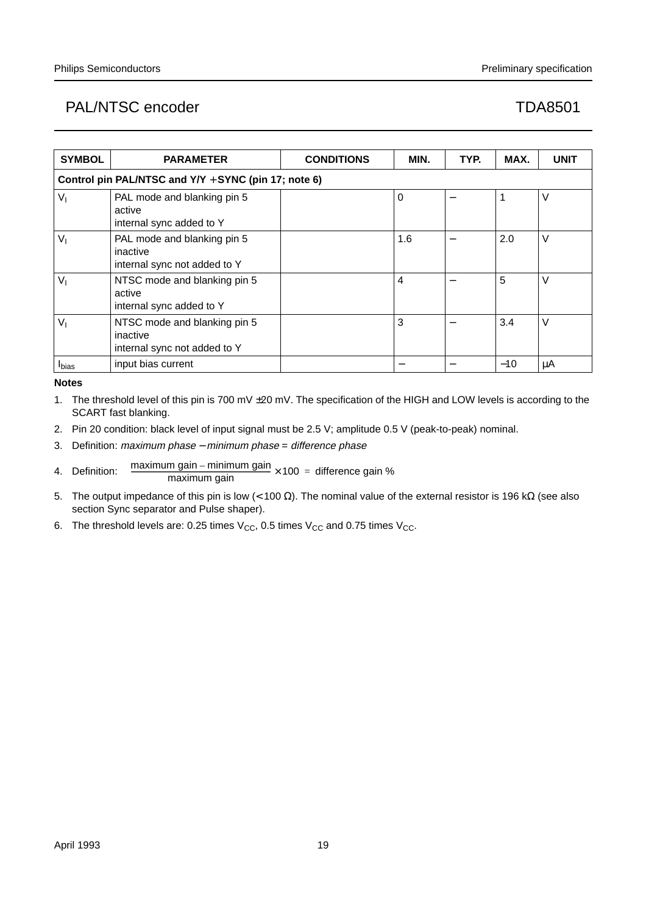| SYMBOL | PARAMETER | CONDITIONS | MIN. | TYP. | MAX. | UNIT |
|---|---|---|---|---|---|---|
| **Control pin PAL/NTSC and Y/Y + SYNC (pin 17; note 6)** | | | | | | |
| $V_I$ | PAL mode and blanking pin 5 active internal sync added to Y | | 0 | − | 1 | V |
| $V_I$ | PAL mode and blanking pin 5 inactive internal sync not added to Y | | 1.6 | − | 2.0 | V |
| $V_I$ | NTSC mode and blanking pin 5 active internal sync added to Y | | 4 | − | 5 | V |
| $V_I$ | NTSC mode and blanking pin 5 inactive internal sync not added to Y | | 3 | − | 3.4 | V |
| $I_{bias}$ | input bias current | | − | − | −10 | μA |

**Notes**

1. The threshold level of this pin is 700 mV ±20 mV. The specification of the HIGH and LOW levels is according to the SCART fast blanking.
2. Pin 20 condition: black level of input signal must be 2.5 V; amplitude 0.5 V (peak-to-peak) nominal.
3. Definition: *maximum phase − minimum phase = difference phase*
4. Definition: $\frac{\text{maximum gain} - \text{minimum gain}}{\text{maximum gain}} \times 100 = \text{difference gain \%}$
5. The output impedance of this pin is low (< 100 Ω). The nominal value of the external resistor is 196 kΩ (see also section Sync separator and Pulse shaper).
6. The threshold levels are: 0.25 times $V_{CC}$, 0.5 times $V_{CC}$ and 0.75 times $V_{CC}$.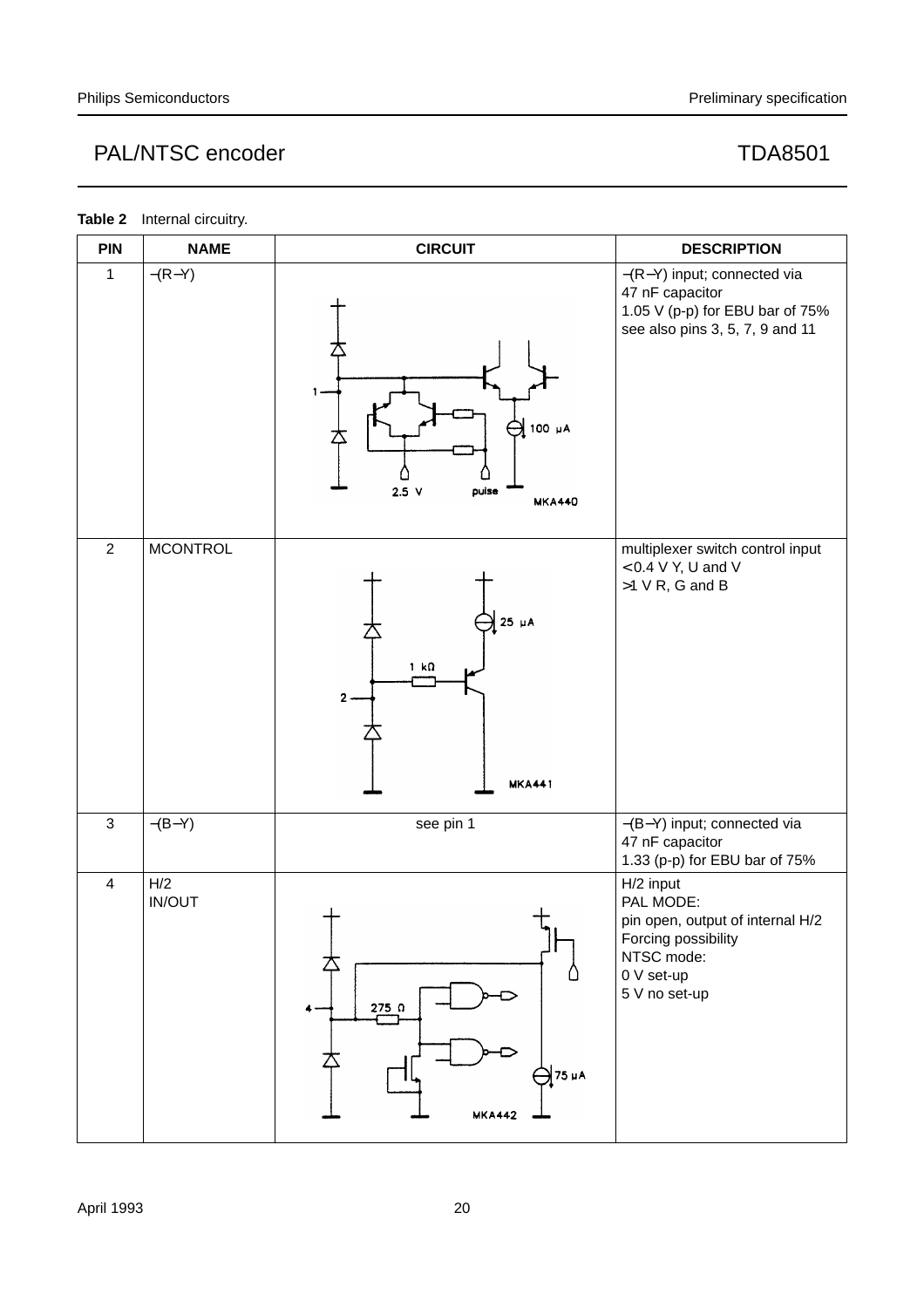**Table 2** Internal circuitry.

| PIN | NAME | CIRCUIT | DESCRIPTION |
|---|---|---|---|
| 1 | −(R−Y) | MKA440 | −(R−Y) input; connected via 47 nF capacitor<br>1.05 V (p-p) for EBU bar of 75%<br>see also pins 3, 5, 7, 9 and 11 |
| 2 | MCONTROL | MKA441 | multiplexer switch control input<br>< 0.4 V Y, U and V<br>>1 V R, G and B |
| 3 | −(B−Y) | see pin 1 | −(B−Y) input; connected via 47 nF capacitor<br>1.33 (p-p) for EBU bar of 75% |
| 4 | H/2<br>IN/OUT | MKA442 | H/2 input<br>PAL MODE:<br>pin open, output of internal H/2<br>Forcing possibility<br>NTSC mode:<br>0 V set-up<br>5 V no set-up |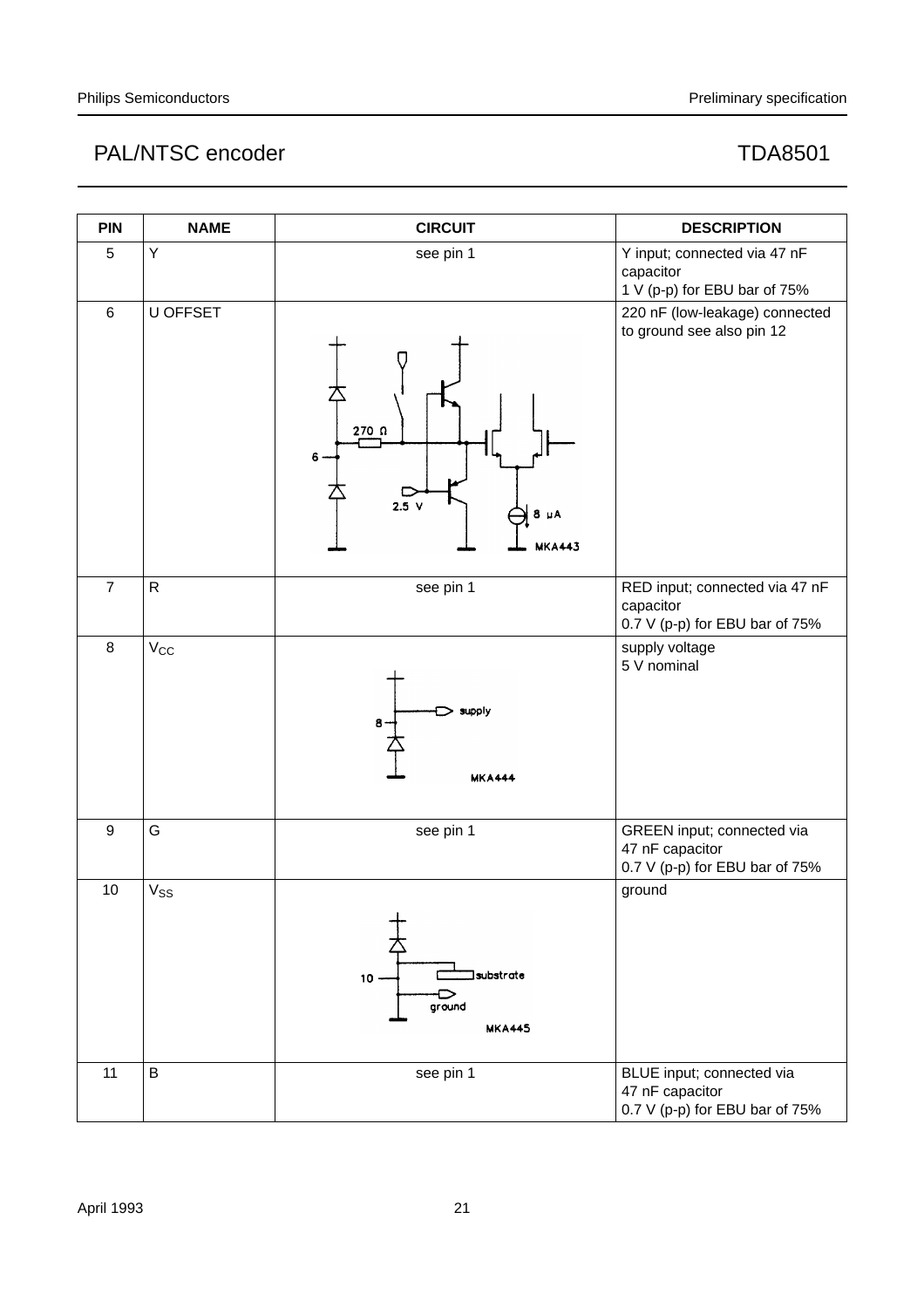| PIN | NAME | CIRCUIT | DESCRIPTION |
|---|---|---|---|
| 5 | Y | see pin 1 | Y input; connected via 47 nF capacitor<br>1 V (p-p) for EBU bar of 75% |
| 6 | U OFFSET | MKA443 | 220 nF (low-leakage) connected to ground see also pin 12 |
| 7 | R | see pin 1 | RED input; connected via 47 nF capacitor<br>0.7 V (p-p) for EBU bar of 75% |
| 8 | $V_{CC}$ | MKA444 | supply voltage<br>5 V nominal |
| 9 | G | see pin 1 | GREEN input; connected via 47 nF capacitor<br>0.7 V (p-p) for EBU bar of 75% |
| 10 | $V_{SS}$ | MKA445 | ground |
| 11 | B | see pin 1 | BLUE input; connected via 47 nF capacitor<br>0.7 V (p-p) for EBU bar of 75% |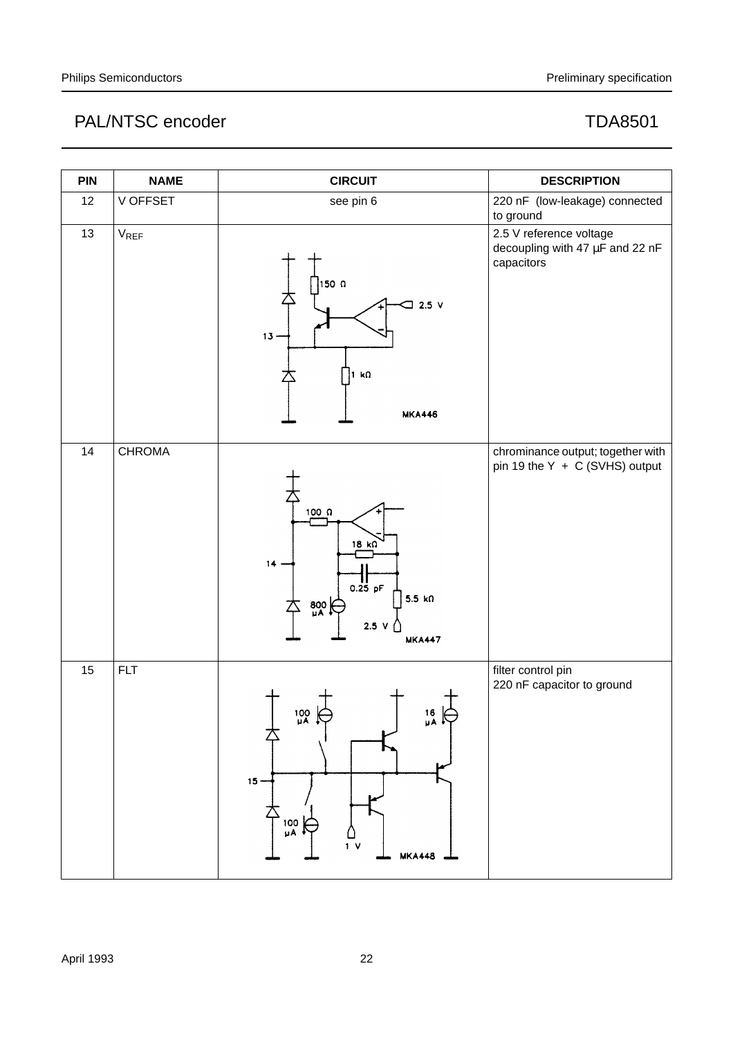| PIN | NAME | CIRCUIT | DESCRIPTION |
|---|---|---|---|
| 12 | V OFFSET | see pin 6 | 220 nF (low-leakage) connected to ground |
| 13 | $V_{REF}$ | MKA446 | 2.5 V reference voltage decoupling with 47 μF and 22 nF capacitors |
| 14 | CHROMA | MKA447 | chrominance output; together with pin 19 the Y + C (SVHS) output |
| 15 | FLT | MKA448 | filter control pin 220 nF capacitor to ground |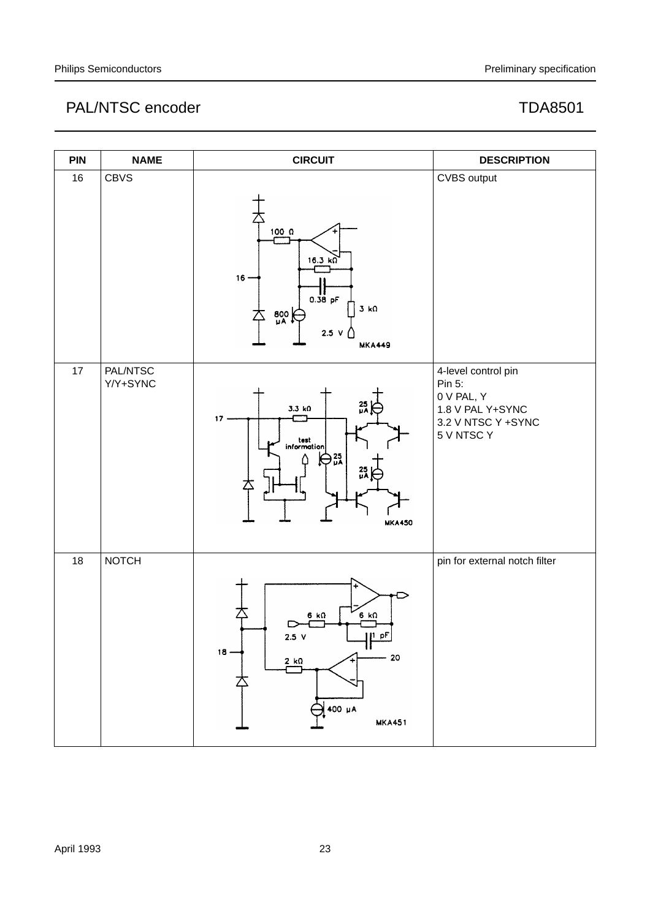| PIN | NAME | CIRCUIT | DESCRIPTION |
|---|---|---|---|
| 16 | CBVS | | CVBS output |
| 17 | PAL/NTSC Y/Y+SYNC | | 4-level control pin<br>Pin 5:<br>0 V PAL, Y<br>1.8 V PAL Y+SYNC<br>3.2 V NTSC Y +SYNC<br>5 V NTSC Y |
| 18 | NOTCH | | pin for external notch filter |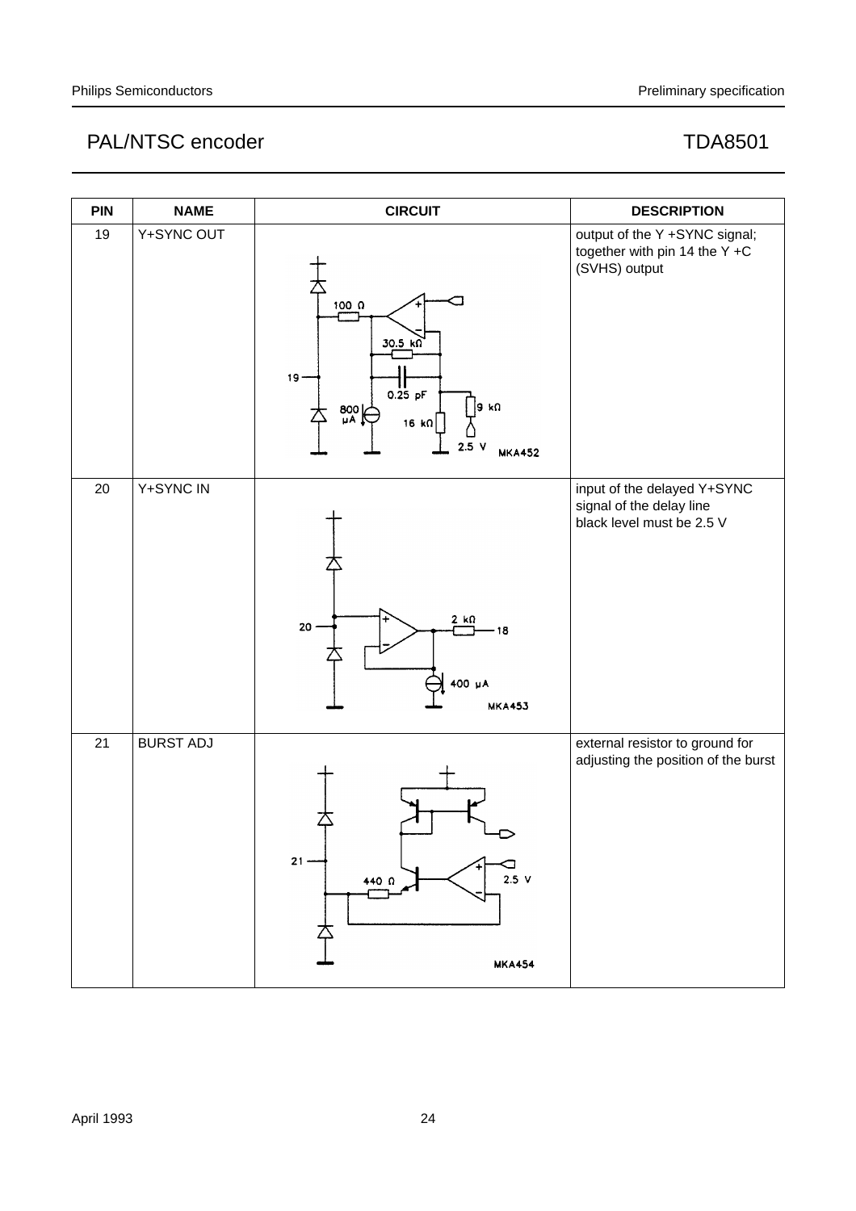| PIN | NAME | CIRCUIT | DESCRIPTION |
|---|---|---|---|
| 19 | Y+SYNC OUT | MKA452 | output of the Y +SYNC signal; together with pin 14 the Y +C (SVHS) output |
| 20 | Y+SYNC IN | MKA453 | input of the delayed Y+SYNC signal of the delay line<br>black level must be 2.5 V |
| 21 | BURST ADJ | MKA454 | external resistor to ground for adjusting the position of the burst |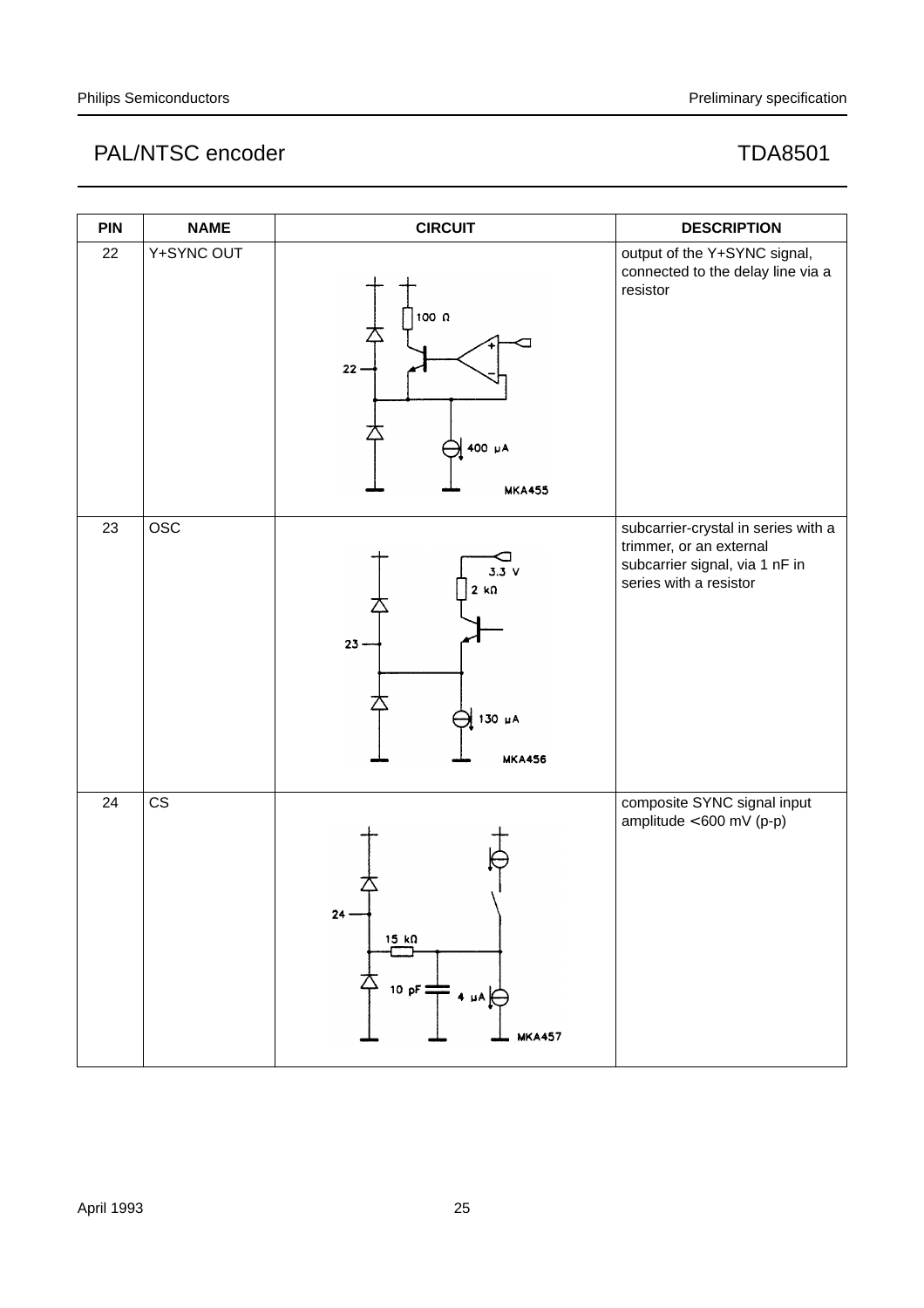| PIN | NAME | CIRCUIT | DESCRIPTION |
|---|---|---|---|
| 22 | Y+SYNC OUT | | output of the Y+SYNC signal, connected to the delay line via a resistor |
| 23 | OSC | | subcarrier-crystal in series with a trimmer, or an external subcarrier signal, via 1 nF in series with a resistor |
| 24 | CS | | composite SYNC signal input amplitude <600 mV (p-p) |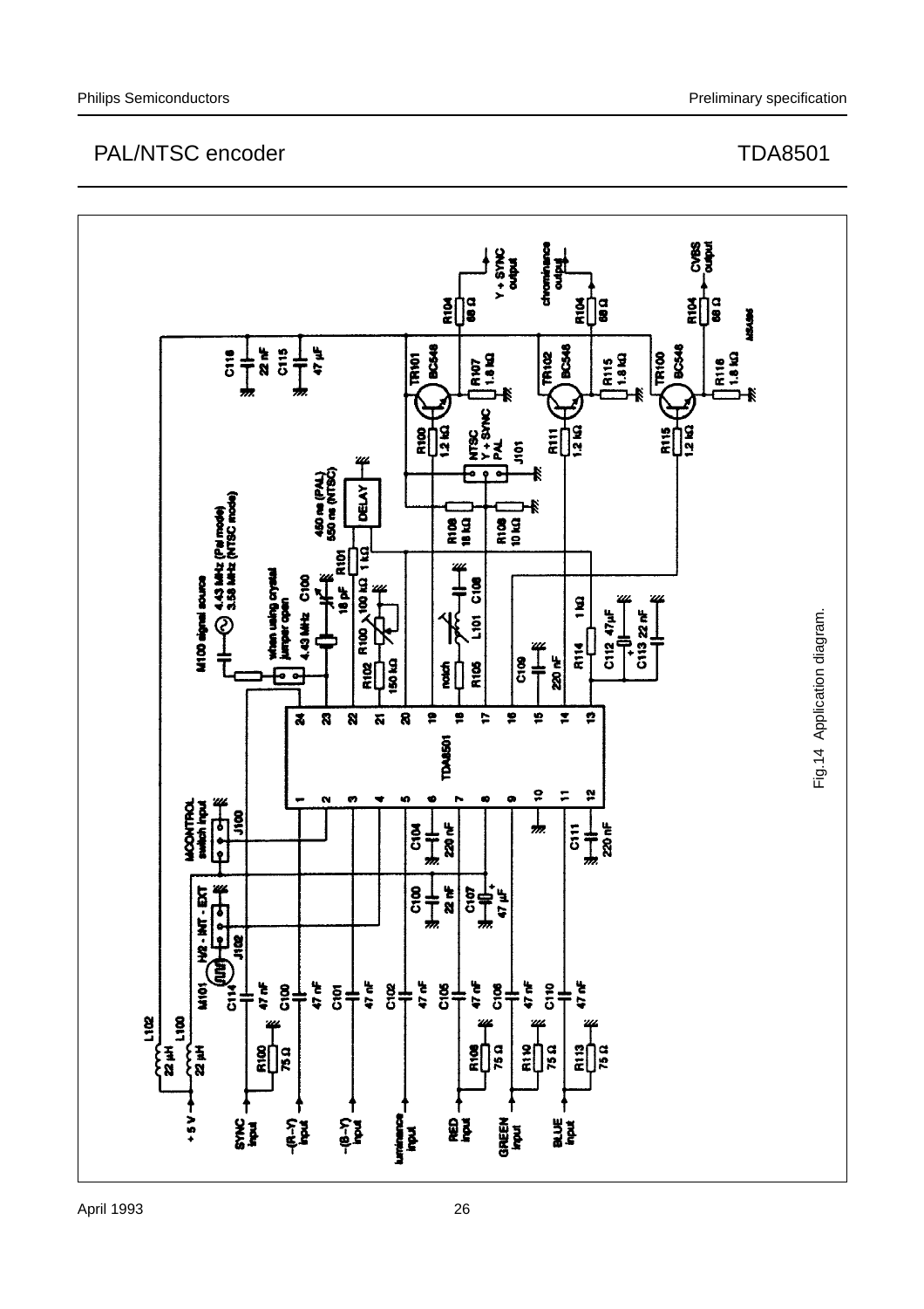Fig.14 Application diagram.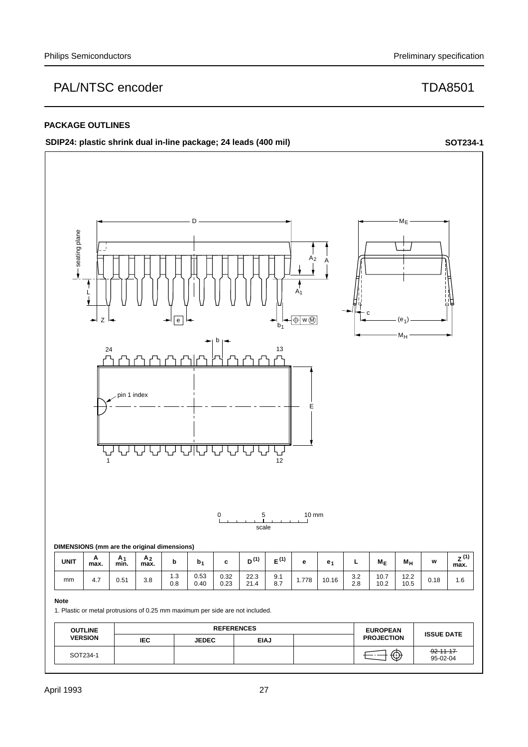## PACKAGE OUTLINES

**SDIP24: plastic shrink dual in-line package; 24 leads (400 mil)** **SOT234-1**

**DIMENSIONS (mm are the original dimensions)**

| UNIT | A max. | $A_1$ min. | $A_2$ max. | b | $b_1$ | c | $D^{(1)}$ | $E^{(1)}$ | e | $e_1$ | L | $M_E$ | $M_H$ | w | $Z^{(1)}$ max. |
|---|---|---|---|---|---|---|---|---|---|---|---|---|---|---|---|
| mm | 4.7 | 0.51 | 3.8 | 1.3<br>0.8 | 0.53<br>0.40 | 0.32<br>0.23 | 22.3<br>21.4 | 9.1<br>8.7 | 1.778 | 10.16 | 3.2<br>2.8 | 10.7<br>10.2 | 12.2<br>10.5 | 0.18 | 1.6 |

**Note**

1. Plastic or metal protrusions of 0.25 mm maximum per side are not included.

| OUTLINE VERSION | REFERENCES | | | | EUROPEAN PROJECTION | ISSUE DATE |
|---|---|---|---|---|---|---|
| | IEC | JEDEC | EIAJ | | | |
| SOT234-1 | | | | | | ~~92-11-17~~<br>95-02-04 |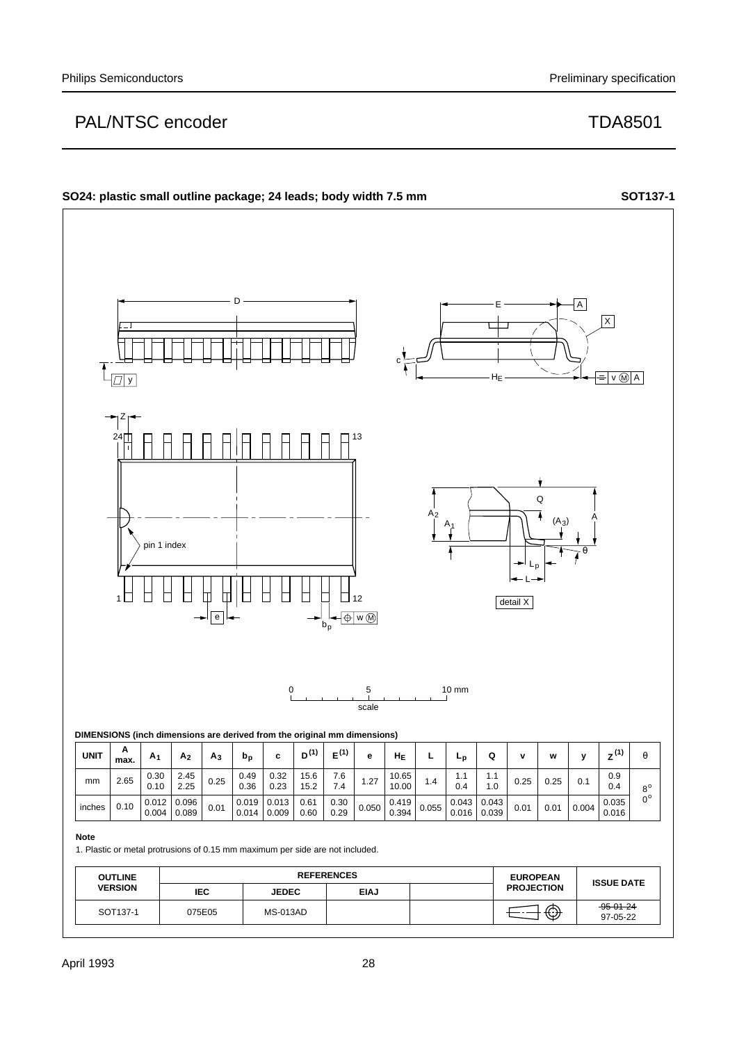## SO24: plastic small outline package; 24 leads; body width 7.5 mm — SOT137-1

0 — 5 — 10 mm
scale

**DIMENSIONS (inch dimensions are derived from the original mm dimensions)**

| UNIT | A max. | $A_1$ | $A_2$ | $A_3$ | $b_p$ | c | $D^{(1)}$ | $E^{(1)}$ | e | $H_E$ | L | $L_p$ | Q | v | w | y | $Z^{(1)}$ | θ |
|---|---|---|---|---|---|---|---|---|---|---|---|---|---|---|---|---|---|---|
| mm | 2.65 | 0.30<br>0.10 | 2.45<br>2.25 | 0.25 | 0.49<br>0.36 | 0.32<br>0.23 | 15.6<br>15.2 | 7.6<br>7.4 | 1.27 | 10.65<br>10.00 | 1.4 | 1.1<br>0.4 | 1.1<br>1.0 | 0.25 | 0.25 | 0.1 | 0.9<br>0.4 | 8°<br>0° |
| inches | 0.10 | 0.012<br>0.004 | 0.096<br>0.089 | 0.01 | 0.019<br>0.014 | 0.013<br>0.009 | 0.61<br>0.60 | 0.30<br>0.29 | 0.050 | 0.419<br>0.394 | 0.055 | 0.043<br>0.016 | 0.043<br>0.039 | 0.01 | 0.01 | 0.004 | 0.035<br>0.016 | |

**Note**

1. Plastic or metal protrusions of 0.15 mm maximum per side are not included.

| OUTLINE VERSION | REFERENCES | | | | EUROPEAN PROJECTION | ISSUE DATE |
|---|---|---|---|---|---|---|
| | IEC | JEDEC | EIAJ | | | |
| SOT137-1 | 075E05 | MS-013AD | | | | ~~95-01-24~~<br>97-05-22 |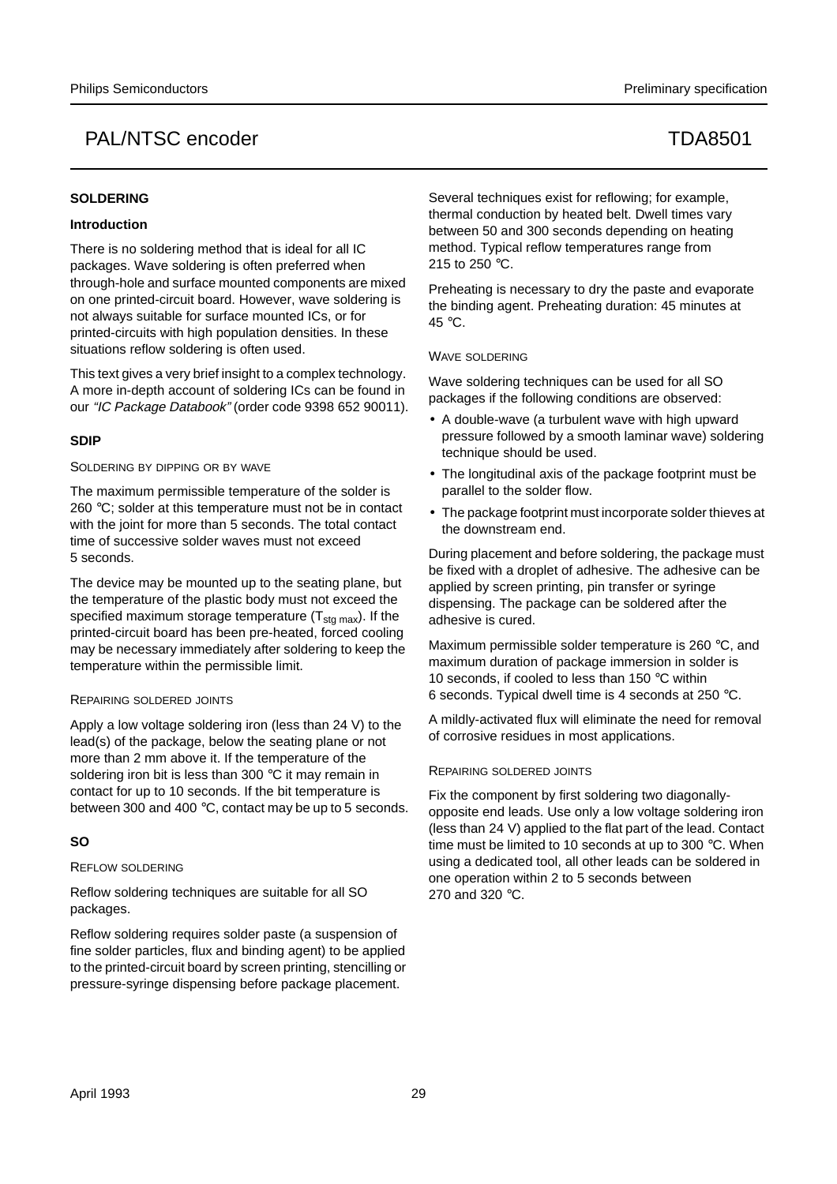## SOLDERING

### Introduction

There is no soldering method that is ideal for all IC packages. Wave soldering is often preferred when through-hole and surface mounted components are mixed on one printed-circuit board. However, wave soldering is not always suitable for surface mounted ICs, or for printed-circuits with high population densities. In these situations reflow soldering is often used.

This text gives a very brief insight to a complex technology. A more in-depth account of soldering ICs can be found in our *"IC Package Databook"* (order code 9398 652 90011).

### SDIP

#### SOLDERING BY DIPPING OR BY WAVE

The maximum permissible temperature of the solder is 260 °C; solder at this temperature must not be in contact with the joint for more than 5 seconds. The total contact time of successive solder waves must not exceed 5 seconds.

The device may be mounted up to the seating plane, but the temperature of the plastic body must not exceed the specified maximum storage temperature ($T_{stg\ max}$). If the printed-circuit board has been pre-heated, forced cooling may be necessary immediately after soldering to keep the temperature within the permissible limit.

#### REPAIRING SOLDERED JOINTS

Apply a low voltage soldering iron (less than 24 V) to the lead(s) of the package, below the seating plane or not more than 2 mm above it. If the temperature of the soldering iron bit is less than 300 °C it may remain in contact for up to 10 seconds. If the bit temperature is between 300 and 400 °C, contact may be up to 5 seconds.

### SO

#### REFLOW SOLDERING

Reflow soldering techniques are suitable for all SO packages.

Reflow soldering requires solder paste (a suspension of fine solder particles, flux and binding agent) to be applied to the printed-circuit board by screen printing, stencilling or pressure-syringe dispensing before package placement.

Several techniques exist for reflowing; for example, thermal conduction by heated belt. Dwell times vary between 50 and 300 seconds depending on heating method. Typical reflow temperatures range from 215 to 250 °C.

Preheating is necessary to dry the paste and evaporate the binding agent. Preheating duration: 45 minutes at 45 °C.

#### WAVE SOLDERING

Wave soldering techniques can be used for all SO packages if the following conditions are observed:

- A double-wave (a turbulent wave with high upward pressure followed by a smooth laminar wave) soldering technique should be used.
- The longitudinal axis of the package footprint must be parallel to the solder flow.
- The package footprint must incorporate solder thieves at the downstream end.

During placement and before soldering, the package must be fixed with a droplet of adhesive. The adhesive can be applied by screen printing, pin transfer or syringe dispensing. The package can be soldered after the adhesive is cured.

Maximum permissible solder temperature is 260 °C, and maximum duration of package immersion in solder is 10 seconds, if cooled to less than 150 °C within 6 seconds. Typical dwell time is 4 seconds at 250 °C.

A mildly-activated flux will eliminate the need for removal of corrosive residues in most applications.

#### REPAIRING SOLDERED JOINTS

Fix the component by first soldering two diagonally-opposite end leads. Use only a low voltage soldering iron (less than 24 V) applied to the flat part of the lead. Contact time must be limited to 10 seconds at up to 300 °C. When using a dedicated tool, all other leads can be soldered in one operation within 2 to 5 seconds between 270 and 320 °C.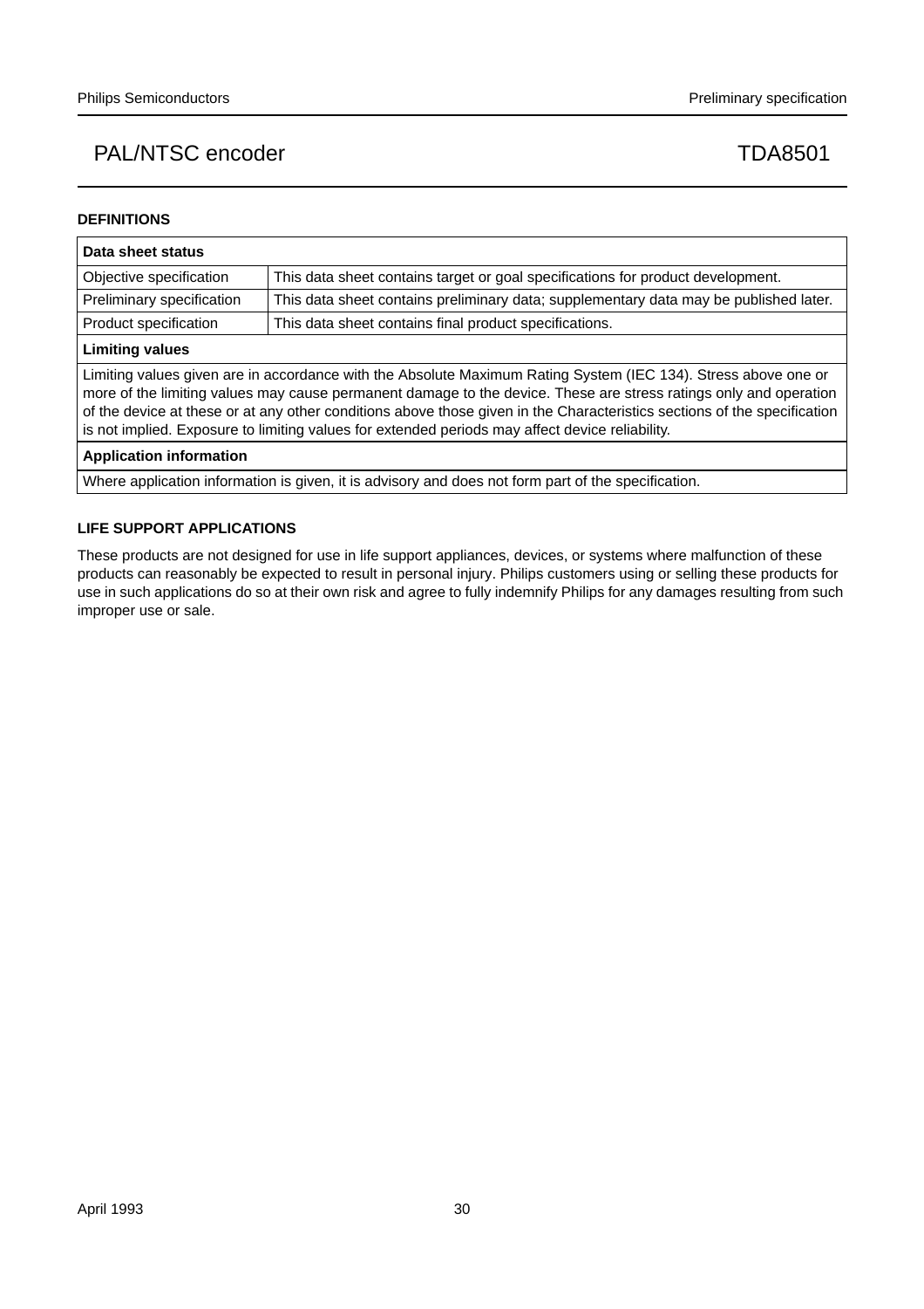## DEFINITIONS

| | |
|---|---|
| **Data sheet status** | |
| Objective specification | This data sheet contains target or goal specifications for product development. |
| Preliminary specification | This data sheet contains preliminary data; supplementary data may be published later. |
| Product specification | This data sheet contains final product specifications. |
| **Limiting values** | |
| Limiting values given are in accordance with the Absolute Maximum Rating System (IEC 134). Stress above one or more of the limiting values may cause permanent damage to the device. These are stress ratings only and operation of the device at these or at any other conditions above those given in the Characteristics sections of the specification is not implied. Exposure to limiting values for extended periods may affect device reliability. | |
| **Application information** | |
| Where application information is given, it is advisory and does not form part of the specification. | |

## LIFE SUPPORT APPLICATIONS

These products are not designed for use in life support appliances, devices, or systems where malfunction of these products can reasonably be expected to result in personal injury. Philips customers using or selling these products for use in such applications do so at their own risk and agree to fully indemnify Philips for any damages resulting from such improper use or sale.